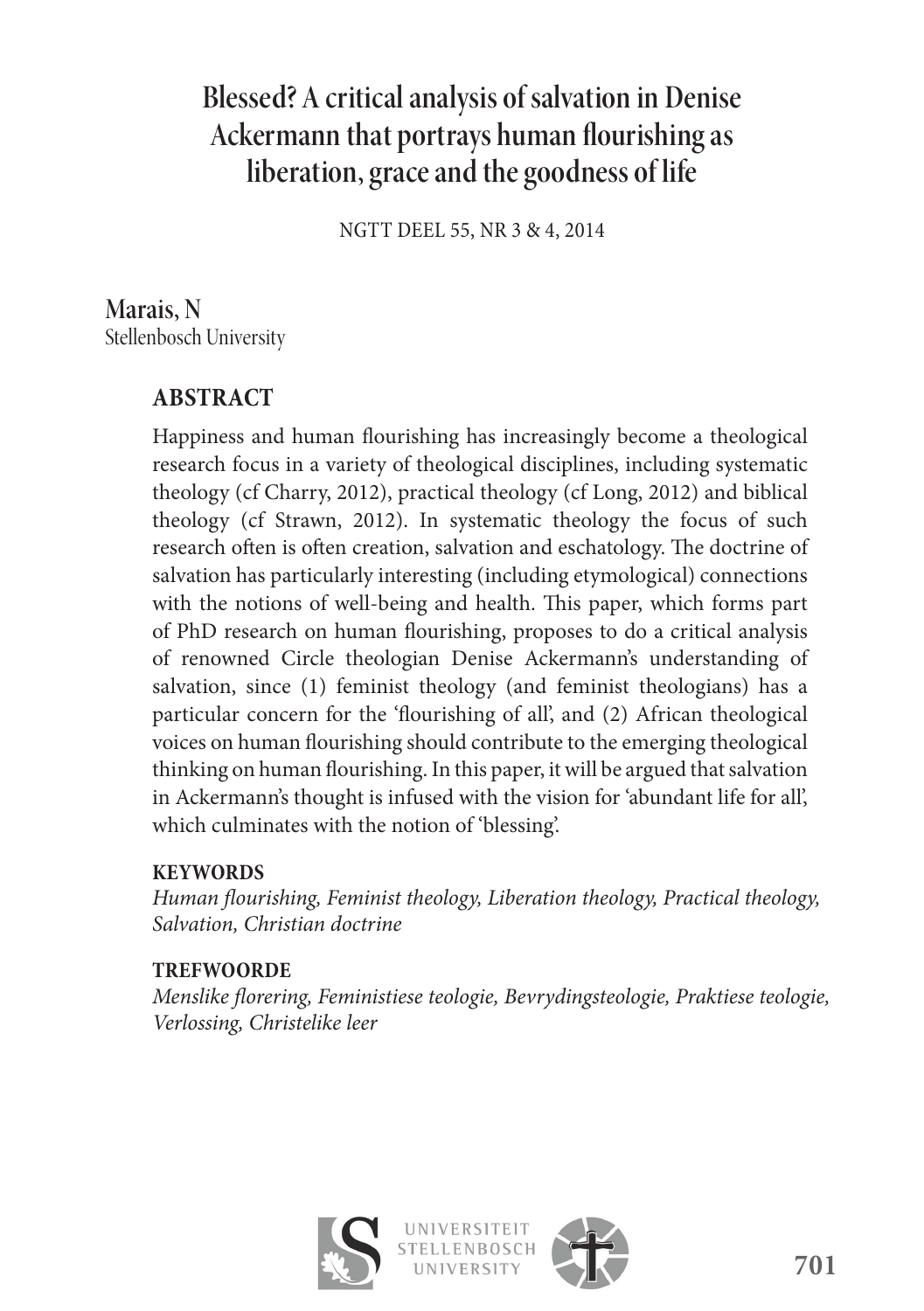# Blessed? A critical analysis of salvation in Denise Ackermann that portrays human flourishing as liberation, grace and the goodness of life

NGTT DEEL 55, NR 3 & 4, 2014

**Marais, N**
Stellenbosch University

## ABSTRACT

Happiness and human flourishing has increasingly become a theological research focus in a variety of theological disciplines, including systematic theology (cf Charry, 2012), practical theology (cf Long, 2012) and biblical theology (cf Strawn, 2012). In systematic theology the focus of such research often is often creation, salvation and eschatology. The doctrine of salvation has particularly interesting (including etymological) connections with the notions of well-being and health. This paper, which forms part of PhD research on human flourishing, proposes to do a critical analysis of renowned Circle theologian Denise Ackermann's understanding of salvation, since (1) feminist theology (and feminist theologians) has a particular concern for the 'flourishing of all', and (2) African theological voices on human flourishing should contribute to the emerging theological thinking on human flourishing. In this paper, it will be argued that salvation in Ackermann's thought is infused with the vision for 'abundant life for all', which culminates with the notion of 'blessing'.

**KEYWORDS**

*Human flourishing, Feminist theology, Liberation theology, Practical theology, Salvation, Christian doctrine*

**TREFWOORDE**

*Menslike florering, Feministiese teologie, Bevrydingsteologie, Praktiese teologie, Verlossing, Christelike leer*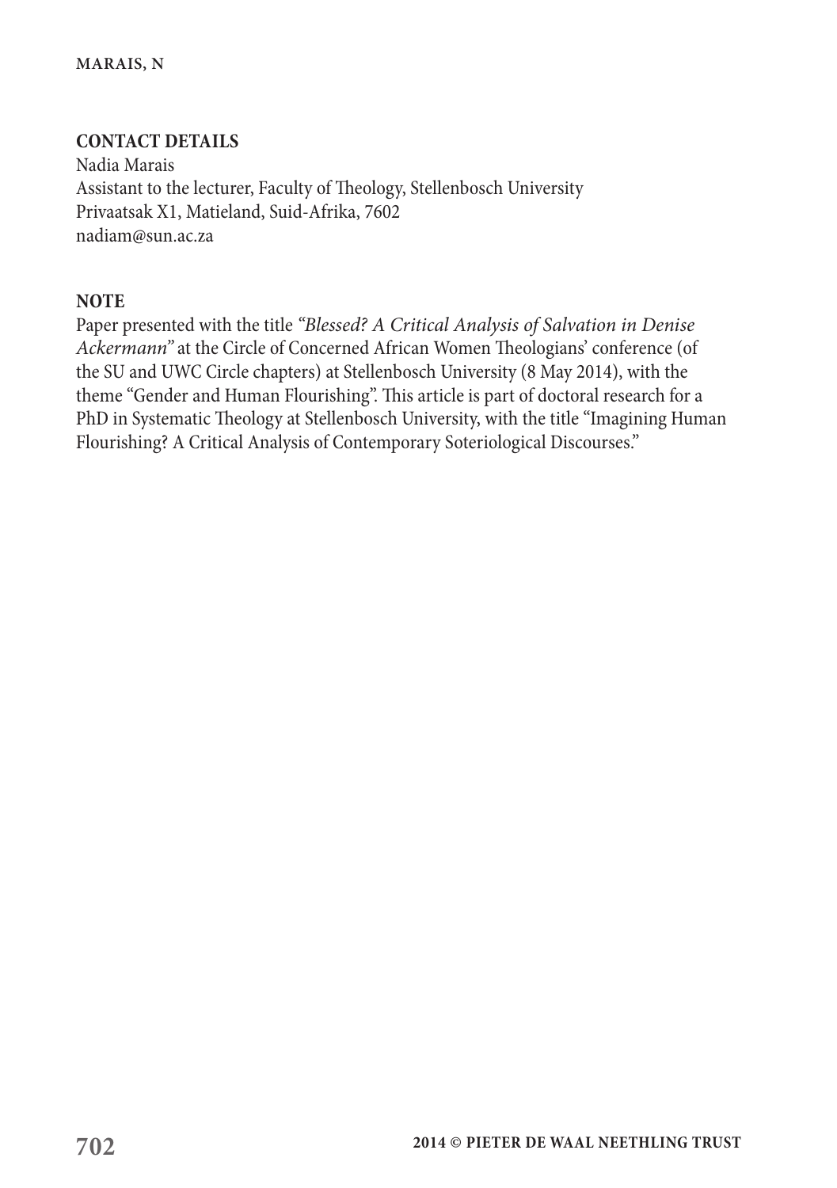## CONTACT DETAILS

Nadia Marais
Assistant to the lecturer, Faculty of Theology, Stellenbosch University
Privaatsak X1, Matieland, Suid-Afrika, 7602
nadiam@sun.ac.za

## NOTE

Paper presented with the title *"Blessed? A Critical Analysis of Salvation in Denise Ackermann"* at the Circle of Concerned African Women Theologians' conference (of the SU and UWC Circle chapters) at Stellenbosch University (8 May 2014), with the theme "Gender and Human Flourishing". This article is part of doctoral research for a PhD in Systematic Theology at Stellenbosch University, with the title "Imagining Human Flourishing? A Critical Analysis of Contemporary Soteriological Discourses."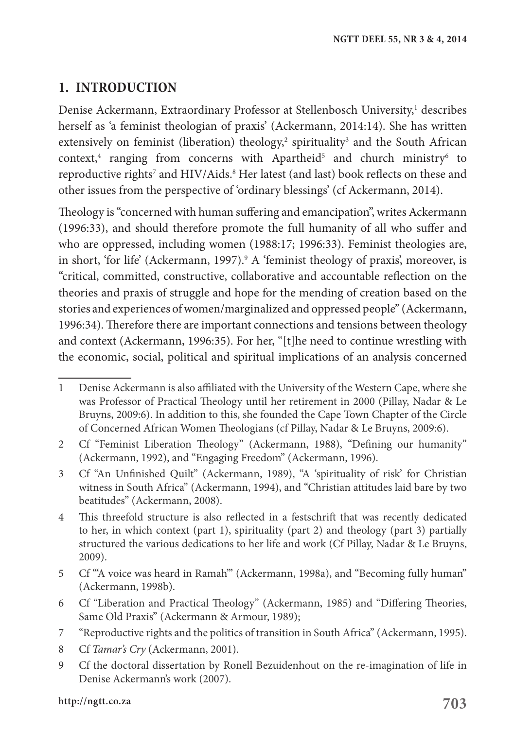## 1. INTRODUCTION

Denise Ackermann, Extraordinary Professor at Stellenbosch University,[1] describes herself as 'a feminist theologian of praxis' (Ackermann, 2014:14). She has written extensively on feminist (liberation) theology,[2] spirituality[3] and the South African context,[4] ranging from concerns with Apartheid[5] and church ministry[6] to reproductive rights[7] and HIV/Aids.[8] Her latest (and last) book reflects on these and other issues from the perspective of 'ordinary blessings' (cf Ackermann, 2014).

Theology is "concerned with human suffering and emancipation", writes Ackermann (1996:33), and should therefore promote the full humanity of all who suffer and who are oppressed, including women (1988:17; 1996:33). Feminist theologies are, in short, 'for life' (Ackermann, 1997).[9] A 'feminist theology of praxis', moreover, is "critical, committed, constructive, collaborative and accountable reflection on the theories and praxis of struggle and hope for the mending of creation based on the stories and experiences of women/marginalized and oppressed people" (Ackermann, 1996:34). Therefore there are important connections and tensions between theology and context (Ackermann, 1996:35). For her, "[t]he need to continue wrestling with the economic, social, political and spiritual implications of an analysis concerned

---

1 Denise Ackermann is also affiliated with the University of the Western Cape, where she was Professor of Practical Theology until her retirement in 2000 (Pillay, Nadar & Le Bruyns, 2009:6). In addition to this, she founded the Cape Town Chapter of the Circle of Concerned African Women Theologians (cf Pillay, Nadar & Le Bruyns, 2009:6).

2 Cf "Feminist Liberation Theology" (Ackermann, 1988), "Defining our humanity" (Ackermann, 1992), and "Engaging Freedom" (Ackermann, 1996).

3 Cf "An Unfinished Quilt" (Ackermann, 1989), "A 'spirituality of risk' for Christian witness in South Africa" (Ackermann, 1994), and "Christian attitudes laid bare by two beatitudes" (Ackermann, 2008).

4 This threefold structure is also reflected in a festschrift that was recently dedicated to her, in which context (part 1), spirituality (part 2) and theology (part 3) partially structured the various dedications to her life and work (Cf Pillay, Nadar & Le Bruyns, 2009).

5 Cf "'A voice was heard in Ramah'" (Ackermann, 1998a), and "Becoming fully human" (Ackermann, 1998b).

6 Cf "Liberation and Practical Theology" (Ackermann, 1985) and "Differing Theories, Same Old Praxis" (Ackermann & Armour, 1989);

7 "Reproductive rights and the politics of transition in South Africa" (Ackermann, 1995).

8 Cf *Tamar's Cry* (Ackermann, 2001).

9 Cf the doctoral dissertation by Ronell Bezuidenhout on the re-imagination of life in Denise Ackermann's work (2007).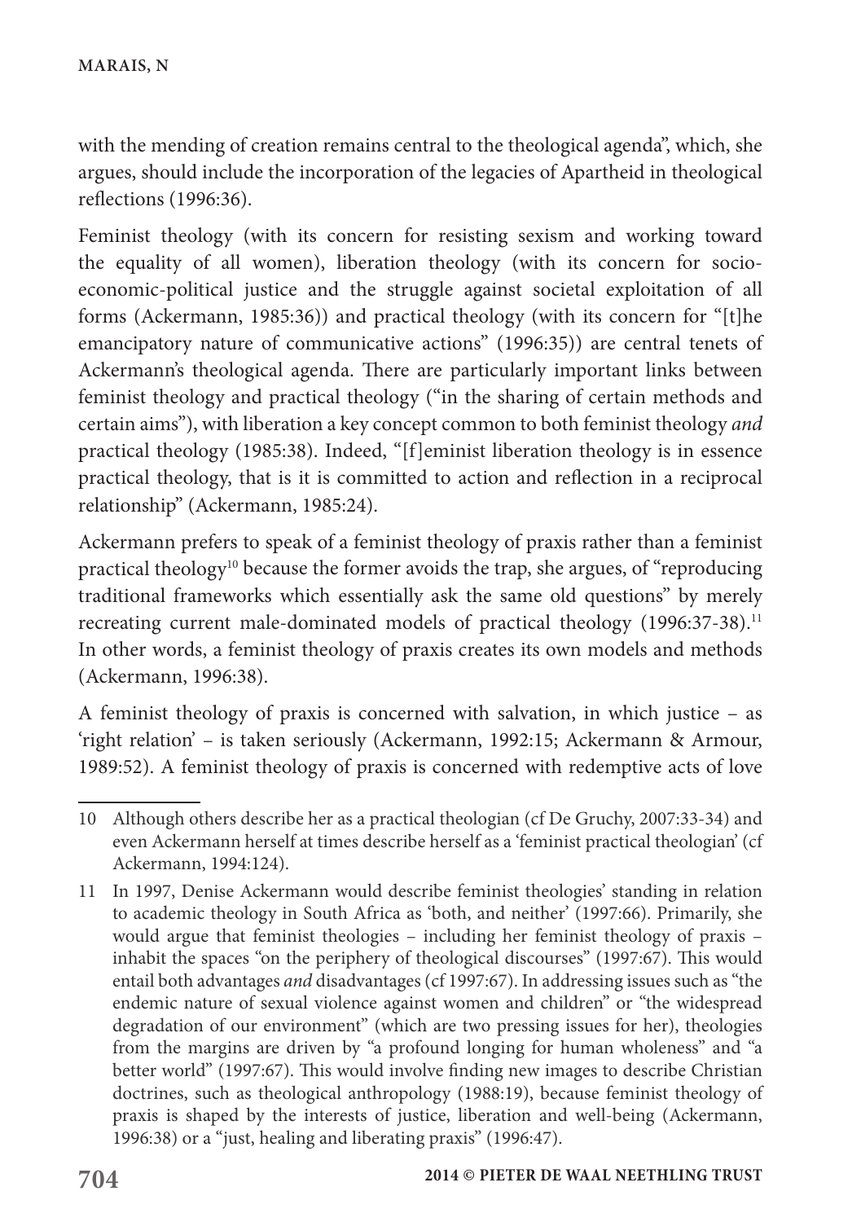with the mending of creation remains central to the theological agenda", which, she argues, should include the incorporation of the legacies of Apartheid in theological reflections (1996:36).

Feminist theology (with its concern for resisting sexism and working toward the equality of all women), liberation theology (with its concern for socio-economic-political justice and the struggle against societal exploitation of all forms (Ackermann, 1985:36)) and practical theology (with its concern for "[t]he emancipatory nature of communicative actions" (1996:35)) are central tenets of Ackermann's theological agenda. There are particularly important links between feminist theology and practical theology ("in the sharing of certain methods and certain aims"), with liberation a key concept common to both feminist theology *and* practical theology (1985:38). Indeed, "[f]eminist liberation theology is in essence practical theology, that is it is committed to action and reflection in a reciprocal relationship" (Ackermann, 1985:24).

Ackermann prefers to speak of a feminist theology of praxis rather than a feminist practical theology[10] because the former avoids the trap, she argues, of "reproducing traditional frameworks which essentially ask the same old questions" by merely recreating current male-dominated models of practical theology (1996:37-38).[11] In other words, a feminist theology of praxis creates its own models and methods (Ackermann, 1996:38).

A feminist theology of praxis is concerned with salvation, in which justice – as 'right relation' – is taken seriously (Ackermann, 1992:15; Ackermann & Armour, 1989:52). A feminist theology of praxis is concerned with redemptive acts of love

---

10 Although others describe her as a practical theologian (cf De Gruchy, 2007:33-34) and even Ackermann herself at times describe herself as a 'feminist practical theologian' (cf Ackermann, 1994:124).

11 In 1997, Denise Ackermann would describe feminist theologies' standing in relation to academic theology in South Africa as 'both, and neither' (1997:66). Primarily, she would argue that feminist theologies – including her feminist theology of praxis – inhabit the spaces "on the periphery of theological discourses" (1997:67). This would entail both advantages *and* disadvantages (cf 1997:67). In addressing issues such as "the endemic nature of sexual violence against women and children" or "the widespread degradation of our environment" (which are two pressing issues for her), theologies from the margins are driven by "a profound longing for human wholeness" and "a better world" (1997:67). This would involve finding new images to describe Christian doctrines, such as theological anthropology (1988:19), because feminist theology of praxis is shaped by the interests of justice, liberation and well-being (Ackermann, 1996:38) or a "just, healing and liberating praxis" (1996:47).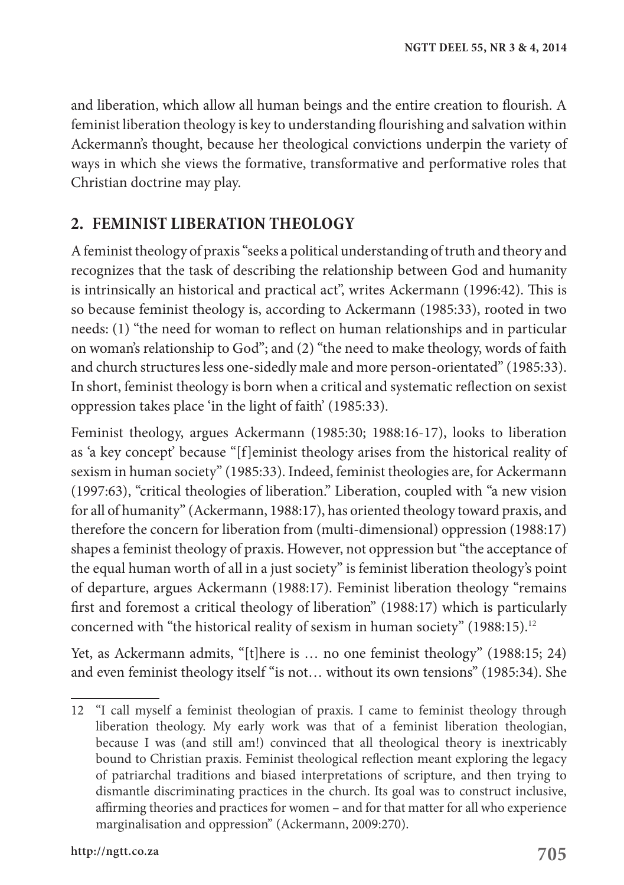and liberation, which allow all human beings and the entire creation to flourish. A feminist liberation theology is key to understanding flourishing and salvation within Ackermann's thought, because her theological convictions underpin the variety of ways in which she views the formative, transformative and performative roles that Christian doctrine may play.

## 2. FEMINIST LIBERATION THEOLOGY

A feminist theology of praxis "seeks a political understanding of truth and theory and recognizes that the task of describing the relationship between God and humanity is intrinsically an historical and practical act", writes Ackermann (1996:42). This is so because feminist theology is, according to Ackermann (1985:33), rooted in two needs: (1) "the need for woman to reflect on human relationships and in particular on woman's relationship to God"; and (2) "the need to make theology, words of faith and church structures less one-sidedly male and more person-orientated" (1985:33). In short, feminist theology is born when a critical and systematic reflection on sexist oppression takes place 'in the light of faith' (1985:33).

Feminist theology, argues Ackermann (1985:30; 1988:16-17), looks to liberation as 'a key concept' because "[f]eminist theology arises from the historical reality of sexism in human society" (1985:33). Indeed, feminist theologies are, for Ackermann (1997:63), "critical theologies of liberation." Liberation, coupled with "a new vision for all of humanity" (Ackermann, 1988:17), has oriented theology toward praxis, and therefore the concern for liberation from (multi-dimensional) oppression (1988:17) shapes a feminist theology of praxis. However, not oppression but "the acceptance of the equal human worth of all in a just society" is feminist liberation theology's point of departure, argues Ackermann (1988:17). Feminist liberation theology "remains first and foremost a critical theology of liberation" (1988:17) which is particularly concerned with "the historical reality of sexism in human society" (1988:15).[12]

Yet, as Ackermann admits, "[t]here is … no one feminist theology" (1988:15; 24) and even feminist theology itself "is not… without its own tensions" (1985:34). She

12 "I call myself a feminist theologian of praxis. I came to feminist theology through liberation theology. My early work was that of a feminist liberation theologian, because I was (and still am!) convinced that all theological theory is inextricably bound to Christian praxis. Feminist theological reflection meant exploring the legacy of patriarchal traditions and biased interpretations of scripture, and then trying to dismantle discriminating practices in the church. Its goal was to construct inclusive, affirming theories and practices for women – and for that matter for all who experience marginalisation and oppression" (Ackermann, 2009:270).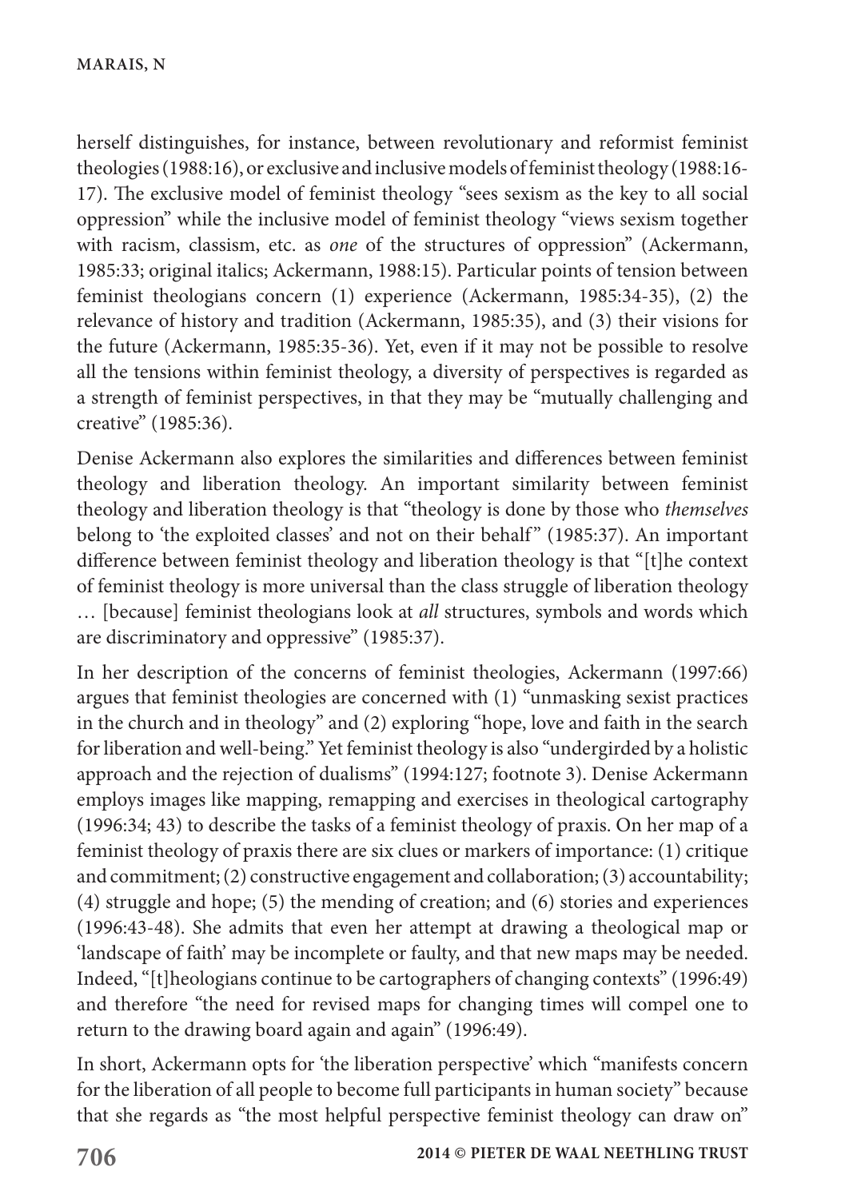herself distinguishes, for instance, between revolutionary and reformist feminist theologies (1988:16), or exclusive and inclusive models of feminist theology (1988:16-17). The exclusive model of feminist theology "sees sexism as the key to all social oppression" while the inclusive model of feminist theology "views sexism together with racism, classism, etc. as *one* of the structures of oppression" (Ackermann, 1985:33; original italics; Ackermann, 1988:15). Particular points of tension between feminist theologians concern (1) experience (Ackermann, 1985:34-35), (2) the relevance of history and tradition (Ackermann, 1985:35), and (3) their visions for the future (Ackermann, 1985:35-36). Yet, even if it may not be possible to resolve all the tensions within feminist theology, a diversity of perspectives is regarded as a strength of feminist perspectives, in that they may be "mutually challenging and creative" (1985:36).

Denise Ackermann also explores the similarities and differences between feminist theology and liberation theology. An important similarity between feminist theology and liberation theology is that "theology is done by those who *themselves* belong to 'the exploited classes' and not on their behalf" (1985:37). An important difference between feminist theology and liberation theology is that "[t]he context of feminist theology is more universal than the class struggle of liberation theology … [because] feminist theologians look at *all* structures, symbols and words which are discriminatory and oppressive" (1985:37).

In her description of the concerns of feminist theologies, Ackermann (1997:66) argues that feminist theologies are concerned with (1) "unmasking sexist practices in the church and in theology" and (2) exploring "hope, love and faith in the search for liberation and well-being." Yet feminist theology is also "undergirded by a holistic approach and the rejection of dualisms" (1994:127; footnote 3). Denise Ackermann employs images like mapping, remapping and exercises in theological cartography (1996:34; 43) to describe the tasks of a feminist theology of praxis. On her map of a feminist theology of praxis there are six clues or markers of importance: (1) critique and commitment; (2) constructive engagement and collaboration; (3) accountability; (4) struggle and hope; (5) the mending of creation; and (6) stories and experiences (1996:43-48). She admits that even her attempt at drawing a theological map or 'landscape of faith' may be incomplete or faulty, and that new maps may be needed. Indeed, "[t]heologians continue to be cartographers of changing contexts" (1996:49) and therefore "the need for revised maps for changing times will compel one to return to the drawing board again and again" (1996:49).

In short, Ackermann opts for 'the liberation perspective' which "manifests concern for the liberation of all people to become full participants in human society" because that she regards as "the most helpful perspective feminist theology can draw on"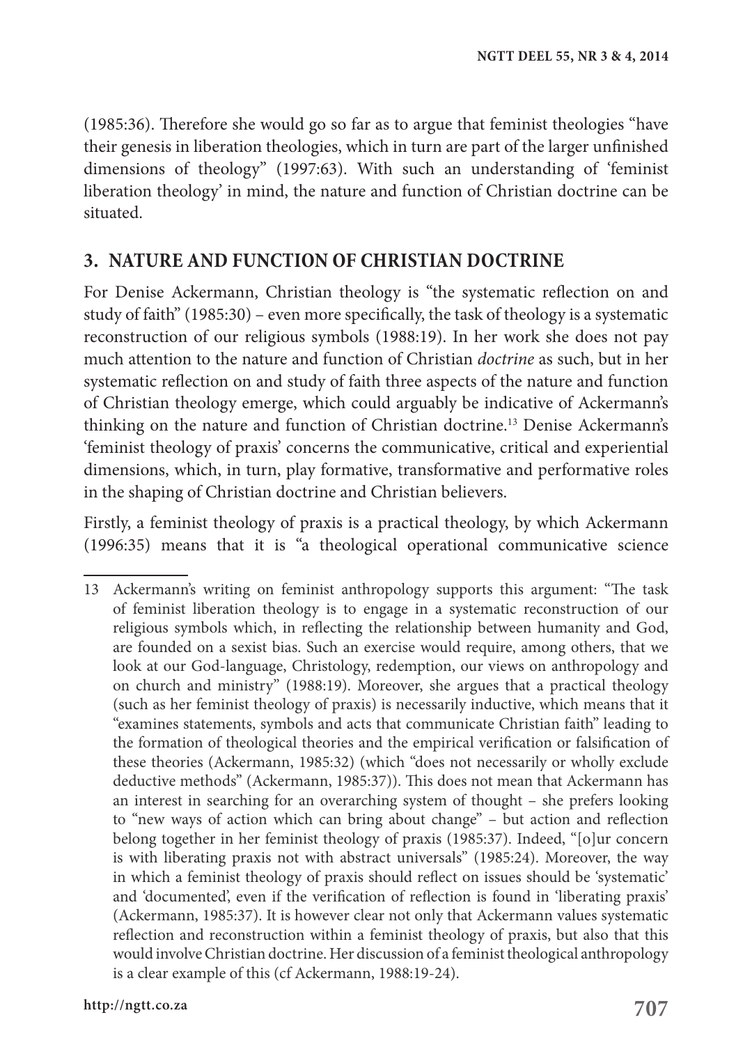(1985:36). Therefore she would go so far as to argue that feminist theologies "have their genesis in liberation theologies, which in turn are part of the larger unfinished dimensions of theology" (1997:63). With such an understanding of 'feminist liberation theology' in mind, the nature and function of Christian doctrine can be situated.

## 3. NATURE AND FUNCTION OF CHRISTIAN DOCTRINE

For Denise Ackermann, Christian theology is "the systematic reflection on and study of faith" (1985:30) – even more specifically, the task of theology is a systematic reconstruction of our religious symbols (1988:19). In her work she does not pay much attention to the nature and function of Christian *doctrine* as such, but in her systematic reflection on and study of faith three aspects of the nature and function of Christian theology emerge, which could arguably be indicative of Ackermann's thinking on the nature and function of Christian doctrine.[13] Denise Ackermann's 'feminist theology of praxis' concerns the communicative, critical and experiential dimensions, which, in turn, play formative, transformative and performative roles in the shaping of Christian doctrine and Christian believers.

Firstly, a feminist theology of praxis is a practical theology, by which Ackermann (1996:35) means that it is "a theological operational communicative science

---

13 Ackermann's writing on feminist anthropology supports this argument: "The task of feminist liberation theology is to engage in a systematic reconstruction of our religious symbols which, in reflecting the relationship between humanity and God, are founded on a sexist bias. Such an exercise would require, among others, that we look at our God-language, Christology, redemption, our views on anthropology and on church and ministry" (1988:19). Moreover, she argues that a practical theology (such as her feminist theology of praxis) is necessarily inductive, which means that it "examines statements, symbols and acts that communicate Christian faith" leading to the formation of theological theories and the empirical verification or falsification of these theories (Ackermann, 1985:32) (which "does not necessarily or wholly exclude deductive methods" (Ackermann, 1985:37)). This does not mean that Ackermann has an interest in searching for an overarching system of thought – she prefers looking to "new ways of action which can bring about change" – but action and reflection belong together in her feminist theology of praxis (1985:37). Indeed, "[o]ur concern is with liberating praxis not with abstract universals" (1985:24). Moreover, the way in which a feminist theology of praxis should reflect on issues should be 'systematic' and 'documented', even if the verification of reflection is found in 'liberating praxis' (Ackermann, 1985:37). It is however clear not only that Ackermann values systematic reflection and reconstruction within a feminist theology of praxis, but also that this would involve Christian doctrine. Her discussion of a feminist theological anthropology is a clear example of this (cf Ackermann, 1988:19-24).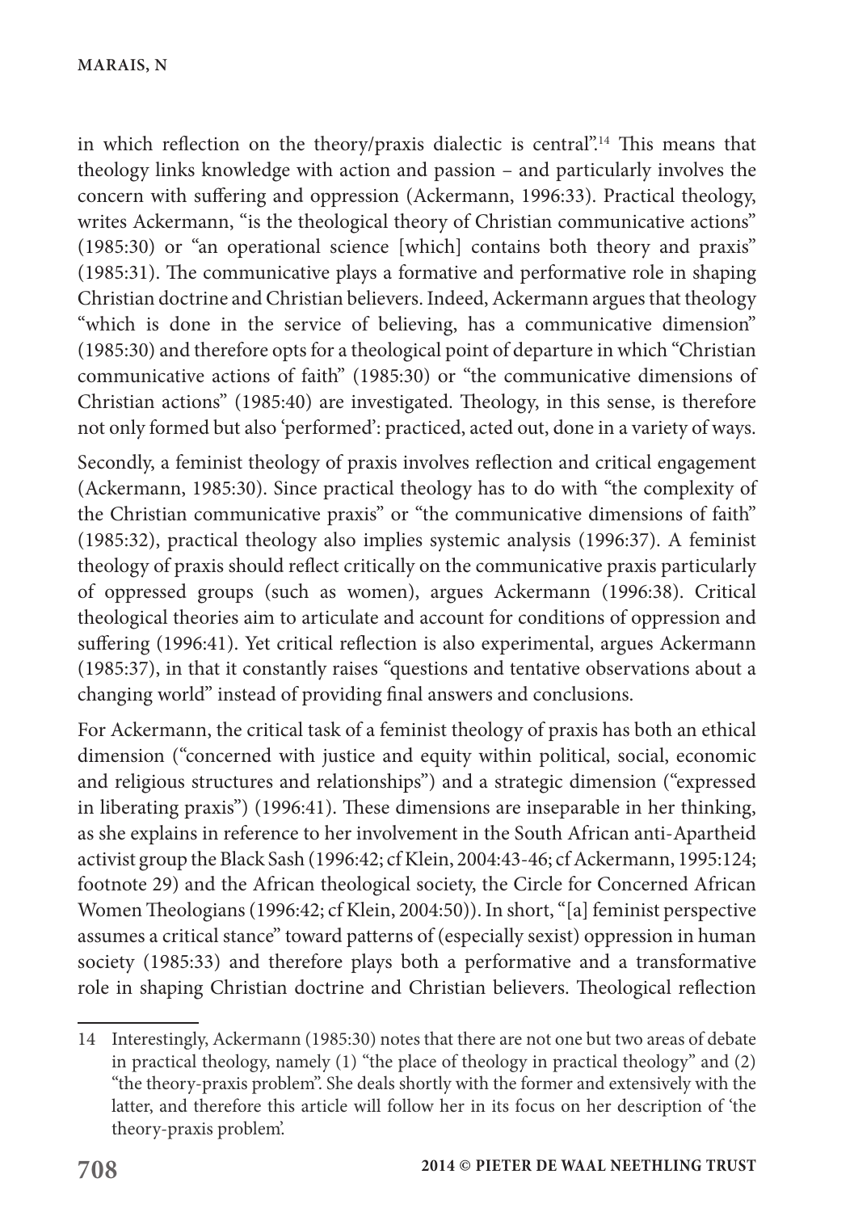in which reflection on the theory/praxis dialectic is central".[14] This means that theology links knowledge with action and passion – and particularly involves the concern with suffering and oppression (Ackermann, 1996:33). Practical theology, writes Ackermann, "is the theological theory of Christian communicative actions" (1985:30) or "an operational science [which] contains both theory and praxis" (1985:31). The communicative plays a formative and performative role in shaping Christian doctrine and Christian believers. Indeed, Ackermann argues that theology "which is done in the service of believing, has a communicative dimension" (1985:30) and therefore opts for a theological point of departure in which "Christian communicative actions of faith" (1985:30) or "the communicative dimensions of Christian actions" (1985:40) are investigated. Theology, in this sense, is therefore not only formed but also 'performed': practiced, acted out, done in a variety of ways.

Secondly, a feminist theology of praxis involves reflection and critical engagement (Ackermann, 1985:30). Since practical theology has to do with "the complexity of the Christian communicative praxis" or "the communicative dimensions of faith" (1985:32), practical theology also implies systemic analysis (1996:37). A feminist theology of praxis should reflect critically on the communicative praxis particularly of oppressed groups (such as women), argues Ackermann (1996:38). Critical theological theories aim to articulate and account for conditions of oppression and suffering (1996:41). Yet critical reflection is also experimental, argues Ackermann (1985:37), in that it constantly raises "questions and tentative observations about a changing world" instead of providing final answers and conclusions.

For Ackermann, the critical task of a feminist theology of praxis has both an ethical dimension ("concerned with justice and equity within political, social, economic and religious structures and relationships") and a strategic dimension ("expressed in liberating praxis") (1996:41). These dimensions are inseparable in her thinking, as she explains in reference to her involvement in the South African anti-Apartheid activist group the Black Sash (1996:42; cf Klein, 2004:43-46; cf Ackermann, 1995:124; footnote 29) and the African theological society, the Circle for Concerned African Women Theologians (1996:42; cf Klein, 2004:50)). In short, "[a] feminist perspective assumes a critical stance" toward patterns of (especially sexist) oppression in human society (1985:33) and therefore plays both a performative and a transformative role in shaping Christian doctrine and Christian believers. Theological reflection

---

14 Interestingly, Ackermann (1985:30) notes that there are not one but two areas of debate in practical theology, namely (1) "the place of theology in practical theology" and (2) "the theory-praxis problem". She deals shortly with the former and extensively with the latter, and therefore this article will follow her in its focus on her description of 'the theory-praxis problem'.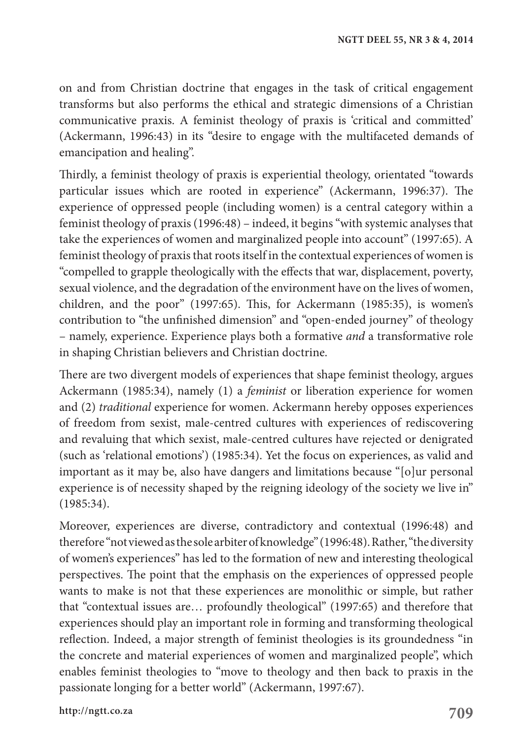on and from Christian doctrine that engages in the task of critical engagement transforms but also performs the ethical and strategic dimensions of a Christian communicative praxis. A feminist theology of praxis is 'critical and committed' (Ackermann, 1996:43) in its "desire to engage with the multifaceted demands of emancipation and healing".

Thirdly, a feminist theology of praxis is experiential theology, orientated "towards particular issues which are rooted in experience" (Ackermann, 1996:37). The experience of oppressed people (including women) is a central category within a feminist theology of praxis (1996:48) – indeed, it begins "with systemic analyses that take the experiences of women and marginalized people into account" (1997:65). A feminist theology of praxis that roots itself in the contextual experiences of women is "compelled to grapple theologically with the effects that war, displacement, poverty, sexual violence, and the degradation of the environment have on the lives of women, children, and the poor" (1997:65). This, for Ackermann (1985:35), is women's contribution to "the unfinished dimension" and "open-ended journey" of theology – namely, experience. Experience plays both a formative *and* a transformative role in shaping Christian believers and Christian doctrine.

There are two divergent models of experiences that shape feminist theology, argues Ackermann (1985:34), namely (1) a *feminist* or liberation experience for women and (2) *traditional* experience for women. Ackermann hereby opposes experiences of freedom from sexist, male-centred cultures with experiences of rediscovering and revaluing that which sexist, male-centred cultures have rejected or denigrated (such as 'relational emotions') (1985:34). Yet the focus on experiences, as valid and important as it may be, also have dangers and limitations because "[o]ur personal experience is of necessity shaped by the reigning ideology of the society we live in" (1985:34).

Moreover, experiences are diverse, contradictory and contextual (1996:48) and therefore "not viewed as the sole arbiter of knowledge" (1996:48). Rather, "the diversity of women's experiences" has led to the formation of new and interesting theological perspectives. The point that the emphasis on the experiences of oppressed people wants to make is not that these experiences are monolithic or simple, but rather that "contextual issues are… profoundly theological" (1997:65) and therefore that experiences should play an important role in forming and transforming theological reflection. Indeed, a major strength of feminist theologies is its groundedness "in the concrete and material experiences of women and marginalized people", which enables feminist theologies to "move to theology and then back to praxis in the passionate longing for a better world" (Ackermann, 1997:67).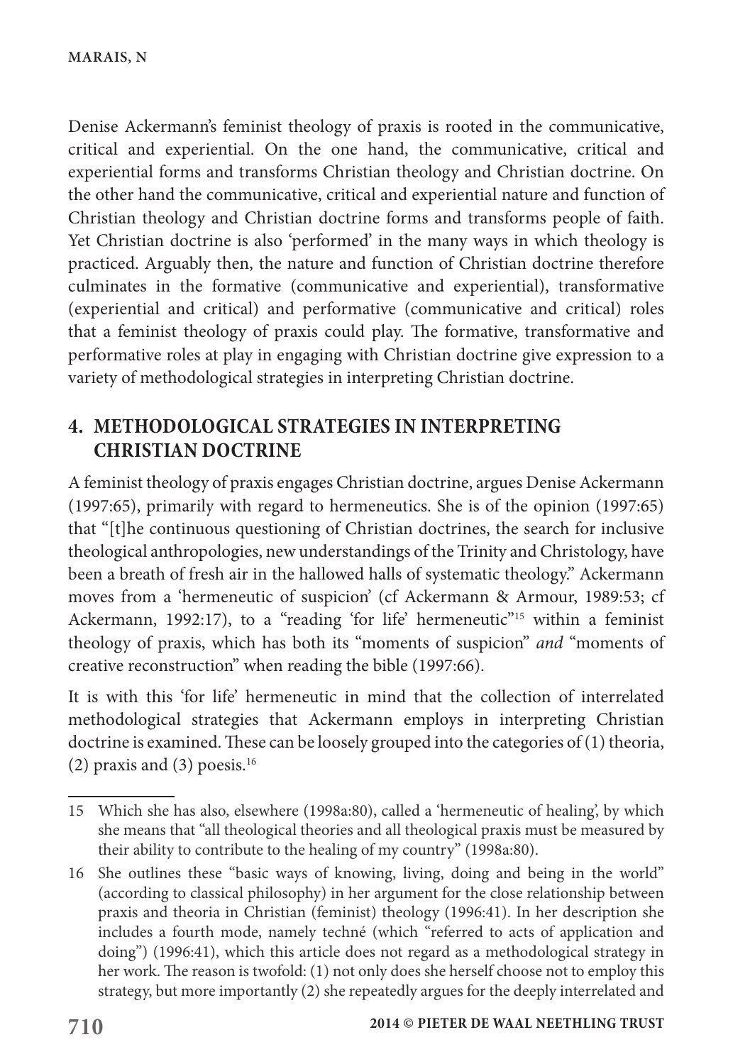Denise Ackermann's feminist theology of praxis is rooted in the communicative, critical and experiential. On the one hand, the communicative, critical and experiential forms and transforms Christian theology and Christian doctrine. On the other hand the communicative, critical and experiential nature and function of Christian theology and Christian doctrine forms and transforms people of faith. Yet Christian doctrine is also 'performed' in the many ways in which theology is practiced. Arguably then, the nature and function of Christian doctrine therefore culminates in the formative (communicative and experiential), transformative (experiential and critical) and performative (communicative and critical) roles that a feminist theology of praxis could play. The formative, transformative and performative roles at play in engaging with Christian doctrine give expression to a variety of methodological strategies in interpreting Christian doctrine.

## 4. METHODOLOGICAL STRATEGIES IN INTERPRETING CHRISTIAN DOCTRINE

A feminist theology of praxis engages Christian doctrine, argues Denise Ackermann (1997:65), primarily with regard to hermeneutics. She is of the opinion (1997:65) that "[t]he continuous questioning of Christian doctrines, the search for inclusive theological anthropologies, new understandings of the Trinity and Christology, have been a breath of fresh air in the hallowed halls of systematic theology." Ackermann moves from a 'hermeneutic of suspicion' (cf Ackermann & Armour, 1989:53; cf Ackermann, 1992:17), to a "reading 'for life' hermeneutic"[15] within a feminist theology of praxis, which has both its "moments of suspicion" *and* "moments of creative reconstruction" when reading the bible (1997:66).

It is with this 'for life' hermeneutic in mind that the collection of interrelated methodological strategies that Ackermann employs in interpreting Christian doctrine is examined. These can be loosely grouped into the categories of (1) theoria, (2) praxis and (3) poesis.[16]

---

15 Which she has also, elsewhere (1998a:80), called a 'hermeneutic of healing', by which she means that "all theological theories and all theological praxis must be measured by their ability to contribute to the healing of my country" (1998a:80).

16 She outlines these "basic ways of knowing, living, doing and being in the world" (according to classical philosophy) in her argument for the close relationship between praxis and theoria in Christian (feminist) theology (1996:41). In her description she includes a fourth mode, namely techné (which "referred to acts of application and doing") (1996:41), which this article does not regard as a methodological strategy in her work. The reason is twofold: (1) not only does she herself choose not to employ this strategy, but more importantly (2) she repeatedly argues for the deeply interrelated and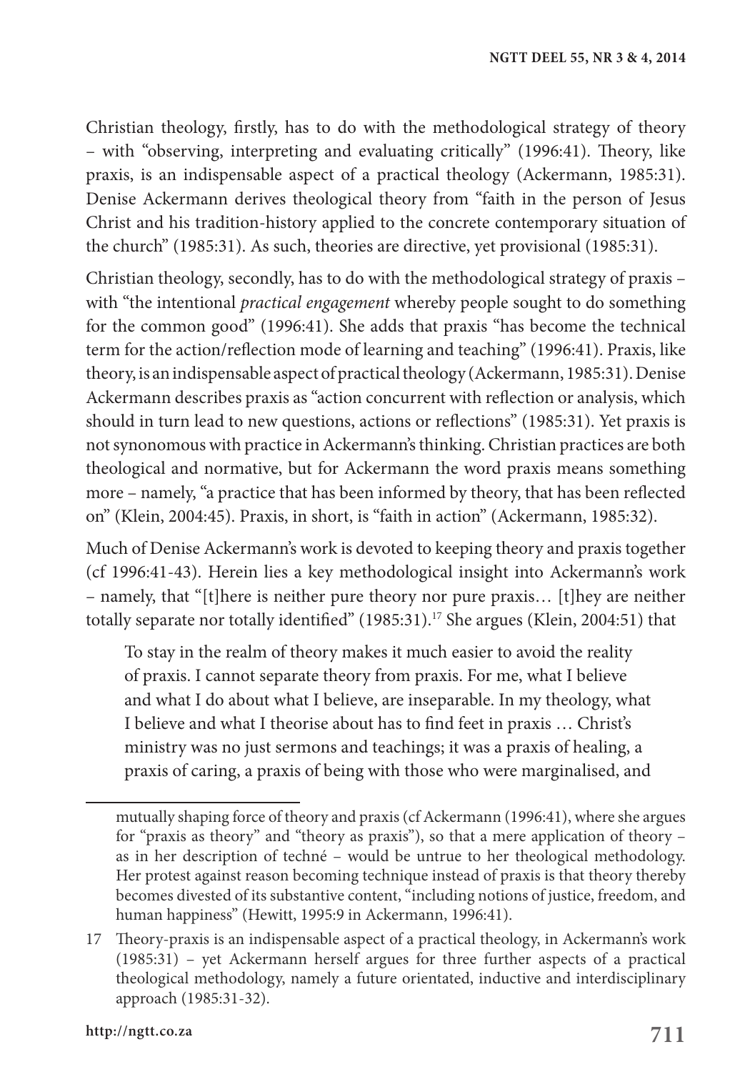Christian theology, firstly, has to do with the methodological strategy of theory – with "observing, interpreting and evaluating critically" (1996:41). Theory, like praxis, is an indispensable aspect of a practical theology (Ackermann, 1985:31). Denise Ackermann derives theological theory from "faith in the person of Jesus Christ and his tradition-history applied to the concrete contemporary situation of the church" (1985:31). As such, theories are directive, yet provisional (1985:31).

Christian theology, secondly, has to do with the methodological strategy of praxis – with "the intentional *practical engagement* whereby people sought to do something for the common good" (1996:41). She adds that praxis "has become the technical term for the action/reflection mode of learning and teaching" (1996:41). Praxis, like theory, is an indispensable aspect of practical theology (Ackermann, 1985:31). Denise Ackermann describes praxis as "action concurrent with reflection or analysis, which should in turn lead to new questions, actions or reflections" (1985:31). Yet praxis is not synonomous with practice in Ackermann's thinking. Christian practices are both theological and normative, but for Ackermann the word praxis means something more – namely, "a practice that has been informed by theory, that has been reflected on" (Klein, 2004:45). Praxis, in short, is "faith in action" (Ackermann, 1985:32).

Much of Denise Ackermann's work is devoted to keeping theory and praxis together (cf 1996:41-43). Herein lies a key methodological insight into Ackermann's work – namely, that "[t]here is neither pure theory nor pure praxis… [t]hey are neither totally separate nor totally identified" (1985:31).[17] She argues (Klein, 2004:51) that

> To stay in the realm of theory makes it much easier to avoid the reality of praxis. I cannot separate theory from praxis. For me, what I believe and what I do about what I believe, are inseparable. In my theology, what I believe and what I theorise about has to find feet in praxis … Christ's ministry was no just sermons and teachings; it was a praxis of healing, a praxis of caring, a praxis of being with those who were marginalised, and

---

mutually shaping force of theory and praxis (cf Ackermann (1996:41), where she argues for "praxis as theory" and "theory as praxis"), so that a mere application of theory – as in her description of techné – would be untrue to her theological methodology. Her protest against reason becoming technique instead of praxis is that theory thereby becomes divested of its substantive content, "including notions of justice, freedom, and human happiness" (Hewitt, 1995:9 in Ackermann, 1996:41).

17 Theory-praxis is an indispensable aspect of a practical theology, in Ackermann's work (1985:31) – yet Ackermann herself argues for three further aspects of a practical theological methodology, namely a future orientated, inductive and interdisciplinary approach (1985:31-32).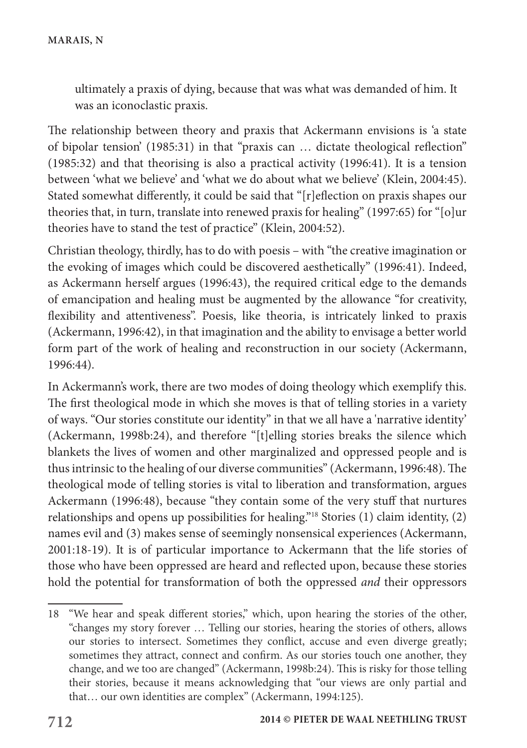ultimately a praxis of dying, because that was what was demanded of him. It was an iconoclastic praxis.

The relationship between theory and praxis that Ackermann envisions is 'a state of bipolar tension' (1985:31) in that "praxis can … dictate theological reflection" (1985:32) and that theorising is also a practical activity (1996:41). It is a tension between 'what we believe' and 'what we do about what we believe' (Klein, 2004:45). Stated somewhat differently, it could be said that "[r]eflection on praxis shapes our theories that, in turn, translate into renewed praxis for healing" (1997:65) for "[o]ur theories have to stand the test of practice" (Klein, 2004:52).

Christian theology, thirdly, has to do with poesis – with "the creative imagination or the evoking of images which could be discovered aesthetically" (1996:41). Indeed, as Ackermann herself argues (1996:43), the required critical edge to the demands of emancipation and healing must be augmented by the allowance "for creativity, flexibility and attentiveness". Poesis, like theoria, is intricately linked to praxis (Ackermann, 1996:42), in that imagination and the ability to envisage a better world form part of the work of healing and reconstruction in our society (Ackermann, 1996:44).

In Ackermann's work, there are two modes of doing theology which exemplify this. The first theological mode in which she moves is that of telling stories in a variety of ways. "Our stories constitute our identity" in that we all have a 'narrative identity' (Ackermann, 1998b:24), and therefore "[t]elling stories breaks the silence which blankets the lives of women and other marginalized and oppressed people and is thus intrinsic to the healing of our diverse communities" (Ackermann, 1996:48). The theological mode of telling stories is vital to liberation and transformation, argues Ackermann (1996:48), because "they contain some of the very stuff that nurtures relationships and opens up possibilities for healing."[18] Stories (1) claim identity, (2) names evil and (3) makes sense of seemingly nonsensical experiences (Ackermann, 2001:18-19). It is of particular importance to Ackermann that the life stories of those who have been oppressed are heard and reflected upon, because these stories hold the potential for transformation of both the oppressed *and* their oppressors

---

18 "We hear and speak different stories," which, upon hearing the stories of the other, "changes my story forever … Telling our stories, hearing the stories of others, allows our stories to intersect. Sometimes they conflict, accuse and even diverge greatly; sometimes they attract, connect and confirm. As our stories touch one another, they change, and we too are changed" (Ackermann, 1998b:24). This is risky for those telling their stories, because it means acknowledging that "our views are only partial and that… our own identities are complex" (Ackermann, 1994:125).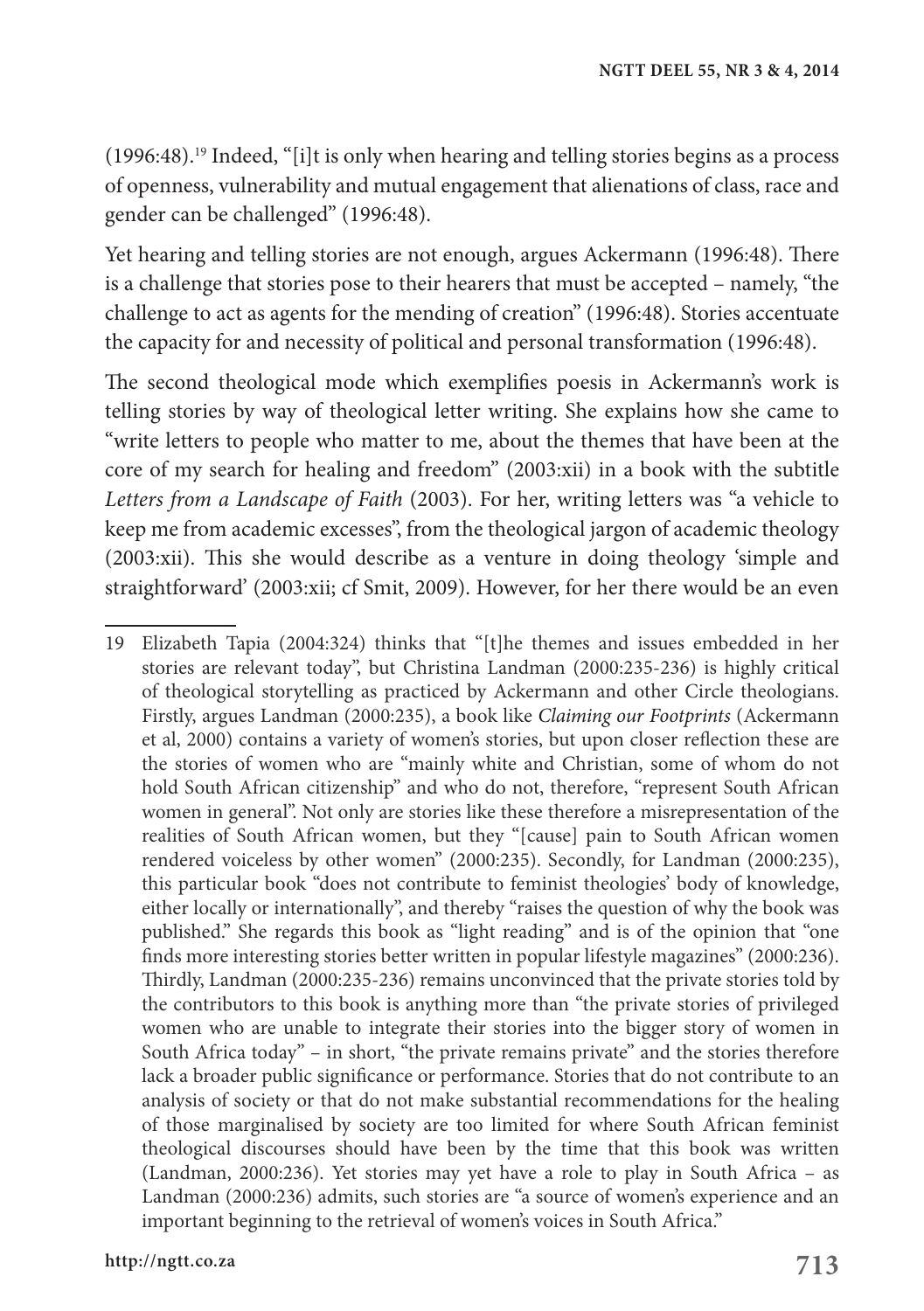(1996:48).[19] Indeed, "[i]t is only when hearing and telling stories begins as a process of openness, vulnerability and mutual engagement that alienations of class, race and gender can be challenged" (1996:48).

Yet hearing and telling stories are not enough, argues Ackermann (1996:48). There is a challenge that stories pose to their hearers that must be accepted – namely, "the challenge to act as agents for the mending of creation" (1996:48). Stories accentuate the capacity for and necessity of political and personal transformation (1996:48).

The second theological mode which exemplifies poesis in Ackermann's work is telling stories by way of theological letter writing. She explains how she came to "write letters to people who matter to me, about the themes that have been at the core of my search for healing and freedom" (2003:xii) in a book with the subtitle *Letters from a Landscape of Faith* (2003). For her, writing letters was "a vehicle to keep me from academic excesses", from the theological jargon of academic theology (2003:xii). This she would describe as a venture in doing theology 'simple and straightforward' (2003:xii; cf Smit, 2009). However, for her there would be an even

---

19 Elizabeth Tapia (2004:324) thinks that "[t]he themes and issues embedded in her stories are relevant today", but Christina Landman (2000:235-236) is highly critical of theological storytelling as practiced by Ackermann and other Circle theologians. Firstly, argues Landman (2000:235), a book like *Claiming our Footprints* (Ackermann et al, 2000) contains a variety of women's stories, but upon closer reflection these are the stories of women who are "mainly white and Christian, some of whom do not hold South African citizenship" and who do not, therefore, "represent South African women in general". Not only are stories like these therefore a misrepresentation of the realities of South African women, but they "[cause] pain to South African women rendered voiceless by other women" (2000:235). Secondly, for Landman (2000:235), this particular book "does not contribute to feminist theologies' body of knowledge, either locally or internationally", and thereby "raises the question of why the book was published." She regards this book as "light reading" and is of the opinion that "one finds more interesting stories better written in popular lifestyle magazines" (2000:236). Thirdly, Landman (2000:235-236) remains unconvinced that the private stories told by the contributors to this book is anything more than "the private stories of privileged women who are unable to integrate their stories into the bigger story of women in South Africa today" – in short, "the private remains private" and the stories therefore lack a broader public significance or performance. Stories that do not contribute to an analysis of society or that do not make substantial recommendations for the healing of those marginalised by society are too limited for where South African feminist theological discourses should have been by the time that this book was written (Landman, 2000:236). Yet stories may yet have a role to play in South Africa – as Landman (2000:236) admits, such stories are "a source of women's experience and an important beginning to the retrieval of women's voices in South Africa."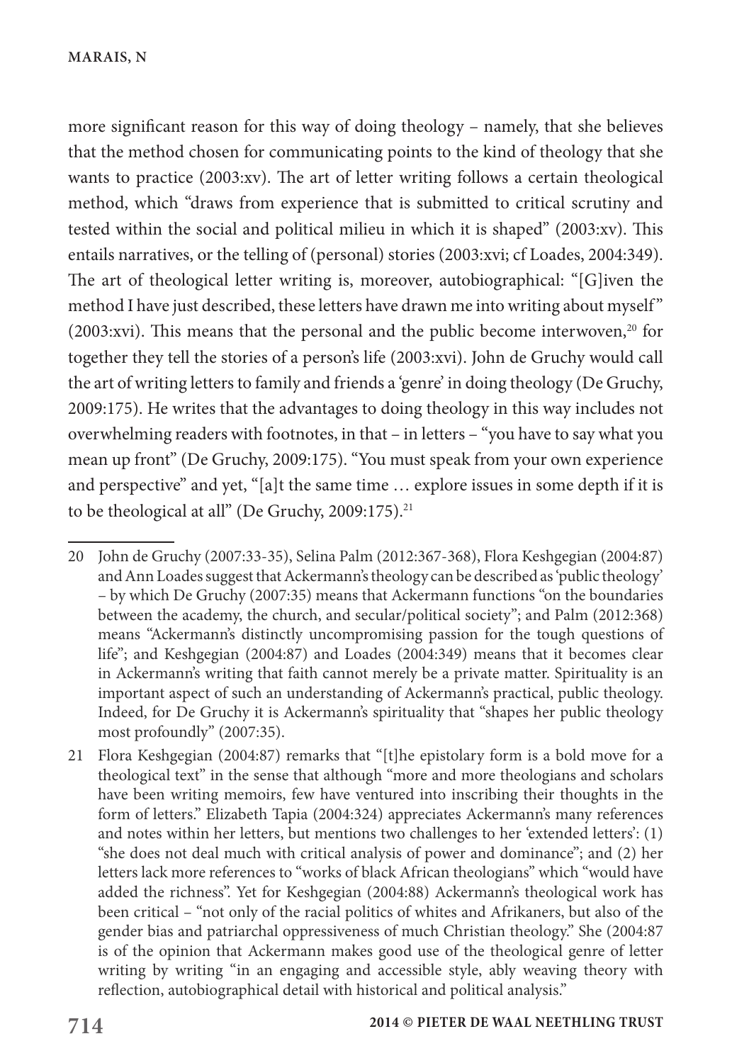more significant reason for this way of doing theology – namely, that she believes that the method chosen for communicating points to the kind of theology that she wants to practice (2003:xv). The art of letter writing follows a certain theological method, which "draws from experience that is submitted to critical scrutiny and tested within the social and political milieu in which it is shaped" (2003:xv). This entails narratives, or the telling of (personal) stories (2003:xvi; cf Loades, 2004:349). The art of theological letter writing is, moreover, autobiographical: "[G]iven the method I have just described, these letters have drawn me into writing about myself" (2003:xvi). This means that the personal and the public become interwoven,[20] for together they tell the stories of a person's life (2003:xvi). John de Gruchy would call the art of writing letters to family and friends a 'genre' in doing theology (De Gruchy, 2009:175). He writes that the advantages to doing theology in this way includes not overwhelming readers with footnotes, in that – in letters – "you have to say what you mean up front" (De Gruchy, 2009:175). "You must speak from your own experience and perspective" and yet, "[a]t the same time … explore issues in some depth if it is to be theological at all" (De Gruchy, 2009:175).[21]

---

20 John de Gruchy (2007:33-35), Selina Palm (2012:367-368), Flora Keshgegian (2004:87) and Ann Loades suggest that Ackermann's theology can be described as 'public theology' – by which De Gruchy (2007:35) means that Ackermann functions "on the boundaries between the academy, the church, and secular/political society"; and Palm (2012:368) means "Ackermann's distinctly uncompromising passion for the tough questions of life"; and Keshgegian (2004:87) and Loades (2004:349) means that it becomes clear in Ackermann's writing that faith cannot merely be a private matter. Spirituality is an important aspect of such an understanding of Ackermann's practical, public theology. Indeed, for De Gruchy it is Ackermann's spirituality that "shapes her public theology most profoundly" (2007:35).

21 Flora Keshgegian (2004:87) remarks that "[t]he epistolary form is a bold move for a theological text" in the sense that although "more and more theologians and scholars have been writing memoirs, few have ventured into inscribing their thoughts in the form of letters." Elizabeth Tapia (2004:324) appreciates Ackermann's many references and notes within her letters, but mentions two challenges to her 'extended letters': (1) "she does not deal much with critical analysis of power and dominance"; and (2) her letters lack more references to "works of black African theologians" which "would have added the richness". Yet for Keshgegian (2004:88) Ackermann's theological work has been critical – "not only of the racial politics of whites and Afrikaners, but also of the gender bias and patriarchal oppressiveness of much Christian theology." She (2004:87 is of the opinion that Ackermann makes good use of the theological genre of letter writing by writing "in an engaging and accessible style, ably weaving theory with reflection, autobiographical detail with historical and political analysis."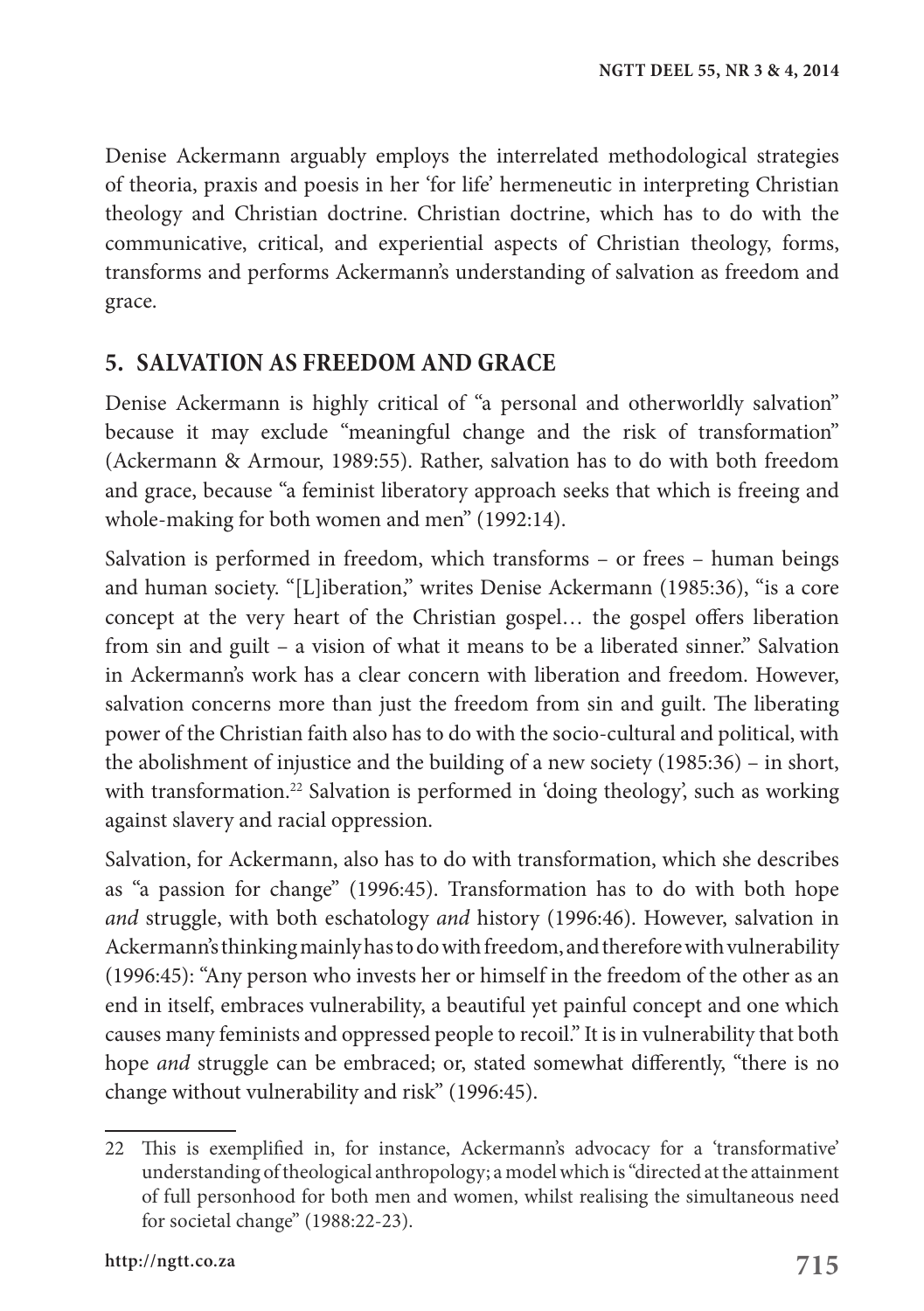Denise Ackermann arguably employs the interrelated methodological strategies of theoria, praxis and poesis in her 'for life' hermeneutic in interpreting Christian theology and Christian doctrine. Christian doctrine, which has to do with the communicative, critical, and experiential aspects of Christian theology, forms, transforms and performs Ackermann's understanding of salvation as freedom and grace.

## 5. SALVATION AS FREEDOM AND GRACE

Denise Ackermann is highly critical of "a personal and otherworldly salvation" because it may exclude "meaningful change and the risk of transformation" (Ackermann & Armour, 1989:55). Rather, salvation has to do with both freedom and grace, because "a feminist liberatory approach seeks that which is freeing and whole-making for both women and men" (1992:14).

Salvation is performed in freedom, which transforms – or frees – human beings and human society. "[L]iberation," writes Denise Ackermann (1985:36), "is a core concept at the very heart of the Christian gospel… the gospel offers liberation from sin and guilt – a vision of what it means to be a liberated sinner." Salvation in Ackermann's work has a clear concern with liberation and freedom. However, salvation concerns more than just the freedom from sin and guilt. The liberating power of the Christian faith also has to do with the socio-cultural and political, with the abolishment of injustice and the building of a new society (1985:36) – in short, with transformation.[22] Salvation is performed in 'doing theology', such as working against slavery and racial oppression.

Salvation, for Ackermann, also has to do with transformation, which she describes as "a passion for change" (1996:45). Transformation has to do with both hope *and* struggle, with both eschatology *and* history (1996:46). However, salvation in Ackermann's thinking mainly has to do with freedom, and therefore with vulnerability (1996:45): "Any person who invests her or himself in the freedom of the other as an end in itself, embraces vulnerability, a beautiful yet painful concept and one which causes many feminists and oppressed people to recoil." It is in vulnerability that both hope *and* struggle can be embraced; or, stated somewhat differently, "there is no change without vulnerability and risk" (1996:45).

---

22 This is exemplified in, for instance, Ackermann's advocacy for a 'transformative' understanding of theological anthropology; a model which is "directed at the attainment of full personhood for both men and women, whilst realising the simultaneous need for societal change" (1988:22-23).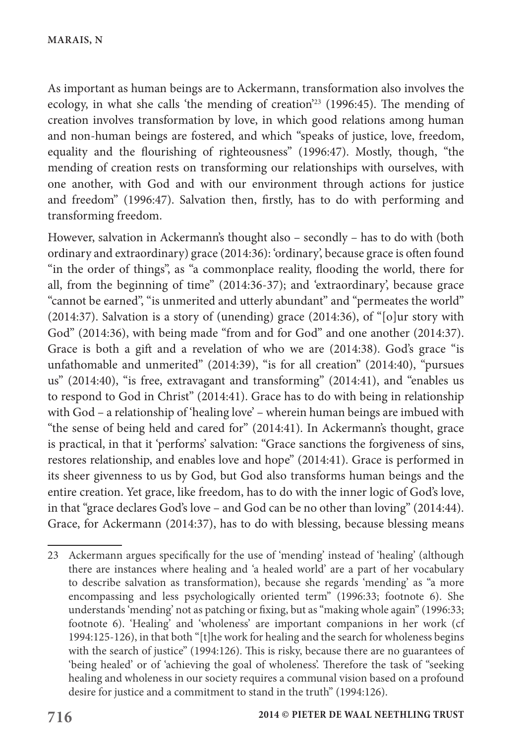As important as human beings are to Ackermann, transformation also involves the ecology, in what she calls 'the mending of creation'[23] (1996:45). The mending of creation involves transformation by love, in which good relations among human and non-human beings are fostered, and which "speaks of justice, love, freedom, equality and the flourishing of righteousness" (1996:47). Mostly, though, "the mending of creation rests on transforming our relationships with ourselves, with one another, with God and with our environment through actions for justice and freedom" (1996:47). Salvation then, firstly, has to do with performing and transforming freedom.

However, salvation in Ackermann's thought also – secondly – has to do with (both ordinary and extraordinary) grace (2014:36): 'ordinary', because grace is often found "in the order of things", as "a commonplace reality, flooding the world, there for all, from the beginning of time" (2014:36-37); and 'extraordinary', because grace "cannot be earned", "is unmerited and utterly abundant" and "permeates the world" (2014:37). Salvation is a story of (unending) grace (2014:36), of "[o]ur story with God" (2014:36), with being made "from and for God" and one another (2014:37). Grace is both a gift and a revelation of who we are (2014:38). God's grace "is unfathomable and unmerited" (2014:39), "is for all creation" (2014:40), "pursues us" (2014:40), "is free, extravagant and transforming" (2014:41), and "enables us to respond to God in Christ" (2014:41). Grace has to do with being in relationship with God – a relationship of 'healing love' – wherein human beings are imbued with "the sense of being held and cared for" (2014:41). In Ackermann's thought, grace is practical, in that it 'performs' salvation: "Grace sanctions the forgiveness of sins, restores relationship, and enables love and hope" (2014:41). Grace is performed in its sheer givenness to us by God, but God also transforms human beings and the entire creation. Yet grace, like freedom, has to do with the inner logic of God's love, in that "grace declares God's love – and God can be no other than loving" (2014:44). Grace, for Ackermann (2014:37), has to do with blessing, because blessing means

---

23 Ackermann argues specifically for the use of 'mending' instead of 'healing' (although there are instances where healing and 'a healed world' are a part of her vocabulary to describe salvation as transformation), because she regards 'mending' as "a more encompassing and less psychologically oriented term" (1996:33; footnote 6). She understands 'mending' not as patching or fixing, but as "making whole again" (1996:33; footnote 6). 'Healing' and 'wholeness' are important companions in her work (cf 1994:125-126), in that both "[t]he work for healing and the search for wholeness begins with the search of justice" (1994:126). This is risky, because there are no guarantees of 'being healed' or of 'achieving the goal of wholeness'. Therefore the task of "seeking healing and wholeness in our society requires a communal vision based on a profound desire for justice and a commitment to stand in the truth" (1994:126).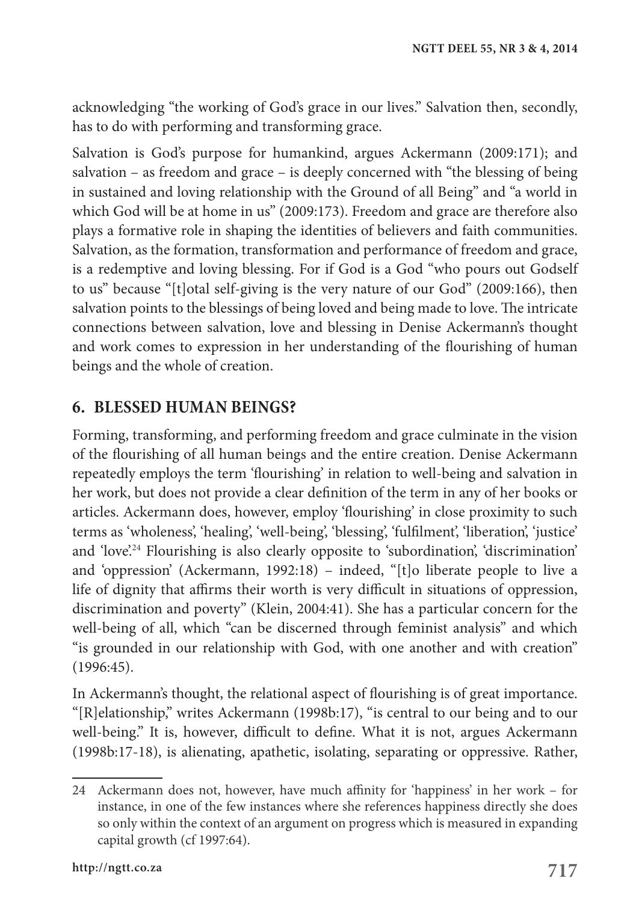acknowledging "the working of God's grace in our lives." Salvation then, secondly, has to do with performing and transforming grace.

Salvation is God's purpose for humankind, argues Ackermann (2009:171); and salvation – as freedom and grace – is deeply concerned with "the blessing of being in sustained and loving relationship with the Ground of all Being" and "a world in which God will be at home in us" (2009:173). Freedom and grace are therefore also plays a formative role in shaping the identities of believers and faith communities. Salvation, as the formation, transformation and performance of freedom and grace, is a redemptive and loving blessing. For if God is a God "who pours out Godself to us" because "[t]otal self-giving is the very nature of our God" (2009:166), then salvation points to the blessings of being loved and being made to love. The intricate connections between salvation, love and blessing in Denise Ackermann's thought and work comes to expression in her understanding of the flourishing of human beings and the whole of creation.

## 6. BLESSED HUMAN BEINGS?

Forming, transforming, and performing freedom and grace culminate in the vision of the flourishing of all human beings and the entire creation. Denise Ackermann repeatedly employs the term 'flourishing' in relation to well-being and salvation in her work, but does not provide a clear definition of the term in any of her books or articles. Ackermann does, however, employ 'flourishing' in close proximity to such terms as 'wholeness', 'healing', 'well-being', 'blessing', 'fulfilment', 'liberation', 'justice' and 'love'.[24] Flourishing is also clearly opposite to 'subordination', 'discrimination' and 'oppression' (Ackermann, 1992:18) – indeed, "[t]o liberate people to live a life of dignity that affirms their worth is very difficult in situations of oppression, discrimination and poverty" (Klein, 2004:41). She has a particular concern for the well-being of all, which "can be discerned through feminist analysis" and which "is grounded in our relationship with God, with one another and with creation" (1996:45).

In Ackermann's thought, the relational aspect of flourishing is of great importance. "[R]elationship," writes Ackermann (1998b:17), "is central to our being and to our well-being." It is, however, difficult to define. What it is not, argues Ackermann (1998b:17-18), is alienating, apathetic, isolating, separating or oppressive. Rather,

24 Ackermann does not, however, have much affinity for 'happiness' in her work – for instance, in one of the few instances where she references happiness directly she does so only within the context of an argument on progress which is measured in expanding capital growth (cf 1997:64).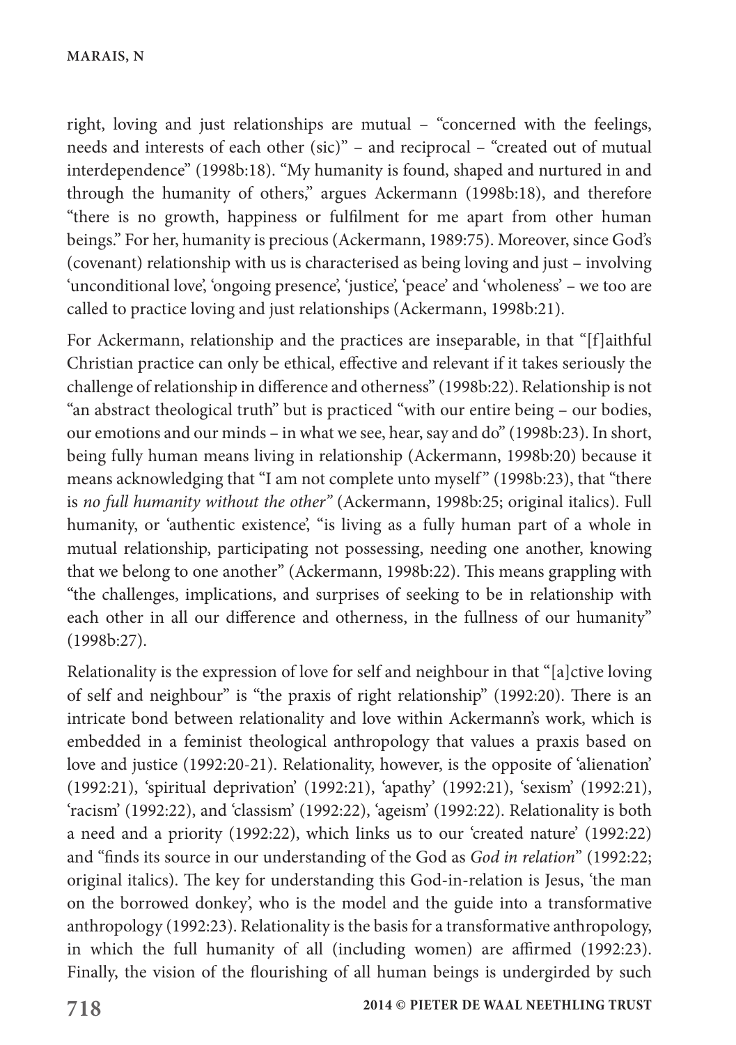right, loving and just relationships are mutual – "concerned with the feelings, needs and interests of each other (sic)" – and reciprocal – "created out of mutual interdependence" (1998b:18). "My humanity is found, shaped and nurtured in and through the humanity of others," argues Ackermann (1998b:18), and therefore "there is no growth, happiness or fulfilment for me apart from other human beings." For her, humanity is precious (Ackermann, 1989:75). Moreover, since God's (covenant) relationship with us is characterised as being loving and just – involving 'unconditional love', 'ongoing presence', 'justice', 'peace' and 'wholeness' – we too are called to practice loving and just relationships (Ackermann, 1998b:21).

For Ackermann, relationship and the practices are inseparable, in that "[f]aithful Christian practice can only be ethical, effective and relevant if it takes seriously the challenge of relationship in difference and otherness" (1998b:22). Relationship is not "an abstract theological truth" but is practiced "with our entire being – our bodies, our emotions and our minds – in what we see, hear, say and do" (1998b:23). In short, being fully human means living in relationship (Ackermann, 1998b:20) because it means acknowledging that "I am not complete unto myself" (1998b:23), that "there is *no full humanity without the other"* (Ackermann, 1998b:25; original italics). Full humanity, or 'authentic existence', "is living as a fully human part of a whole in mutual relationship, participating not possessing, needing one another, knowing that we belong to one another" (Ackermann, 1998b:22). This means grappling with "the challenges, implications, and surprises of seeking to be in relationship with each other in all our difference and otherness, in the fullness of our humanity" (1998b:27).

Relationality is the expression of love for self and neighbour in that "[a]ctive loving of self and neighbour" is "the praxis of right relationship" (1992:20). There is an intricate bond between relationality and love within Ackermann's work, which is embedded in a feminist theological anthropology that values a praxis based on love and justice (1992:20-21). Relationality, however, is the opposite of 'alienation' (1992:21), 'spiritual deprivation' (1992:21), 'apathy' (1992:21), 'sexism' (1992:21), 'racism' (1992:22), and 'classism' (1992:22), 'ageism' (1992:22). Relationality is both a need and a priority (1992:22), which links us to our 'created nature' (1992:22) and "finds its source in our understanding of the God as *God in relation*" (1992:22; original italics). The key for understanding this God-in-relation is Jesus, 'the man on the borrowed donkey', who is the model and the guide into a transformative anthropology (1992:23). Relationality is the basis for a transformative anthropology, in which the full humanity of all (including women) are affirmed (1992:23). Finally, the vision of the flourishing of all human beings is undergirded by such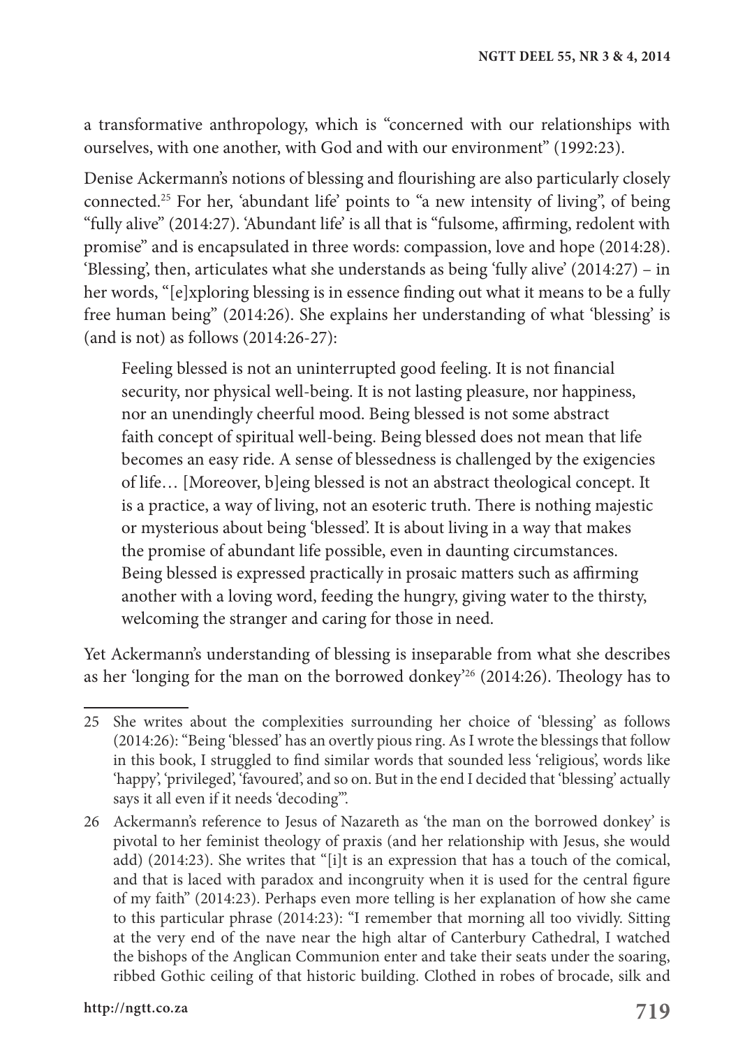a transformative anthropology, which is "concerned with our relationships with ourselves, with one another, with God and with our environment" (1992:23).

Denise Ackermann's notions of blessing and flourishing are also particularly closely connected.[25] For her, 'abundant life' points to "a new intensity of living", of being "fully alive" (2014:27). 'Abundant life' is all that is "fulsome, affirming, redolent with promise" and is encapsulated in three words: compassion, love and hope (2014:28). 'Blessing', then, articulates what she understands as being 'fully alive' (2014:27) – in her words, "[e]xploring blessing is in essence finding out what it means to be a fully free human being" (2014:26). She explains her understanding of what 'blessing' is (and is not) as follows (2014:26-27):

> Feeling blessed is not an uninterrupted good feeling. It is not financial security, nor physical well-being. It is not lasting pleasure, nor happiness, nor an unendingly cheerful mood. Being blessed is not some abstract faith concept of spiritual well-being. Being blessed does not mean that life becomes an easy ride. A sense of blessedness is challenged by the exigencies of life… [Moreover, b]eing blessed is not an abstract theological concept. It is a practice, a way of living, not an esoteric truth. There is nothing majestic or mysterious about being 'blessed'. It is about living in a way that makes the promise of abundant life possible, even in daunting circumstances. Being blessed is expressed practically in prosaic matters such as affirming another with a loving word, feeding the hungry, giving water to the thirsty, welcoming the stranger and caring for those in need.

Yet Ackermann's understanding of blessing is inseparable from what she describes as her 'longing for the man on the borrowed donkey'[26] (2014:26). Theology has to

---

25 She writes about the complexities surrounding her choice of 'blessing' as follows (2014:26): "Being 'blessed' has an overtly pious ring. As I wrote the blessings that follow in this book, I struggled to find similar words that sounded less 'religious', words like 'happy', 'privileged', 'favoured', and so on. But in the end I decided that 'blessing' actually says it all even if it needs 'decoding'".

26 Ackermann's reference to Jesus of Nazareth as 'the man on the borrowed donkey' is pivotal to her feminist theology of praxis (and her relationship with Jesus, she would add) (2014:23). She writes that "[i]t is an expression that has a touch of the comical, and that is laced with paradox and incongruity when it is used for the central figure of my faith" (2014:23). Perhaps even more telling is her explanation of how she came to this particular phrase (2014:23): "I remember that morning all too vividly. Sitting at the very end of the nave near the high altar of Canterbury Cathedral, I watched the bishops of the Anglican Communion enter and take their seats under the soaring, ribbed Gothic ceiling of that historic building. Clothed in robes of brocade, silk and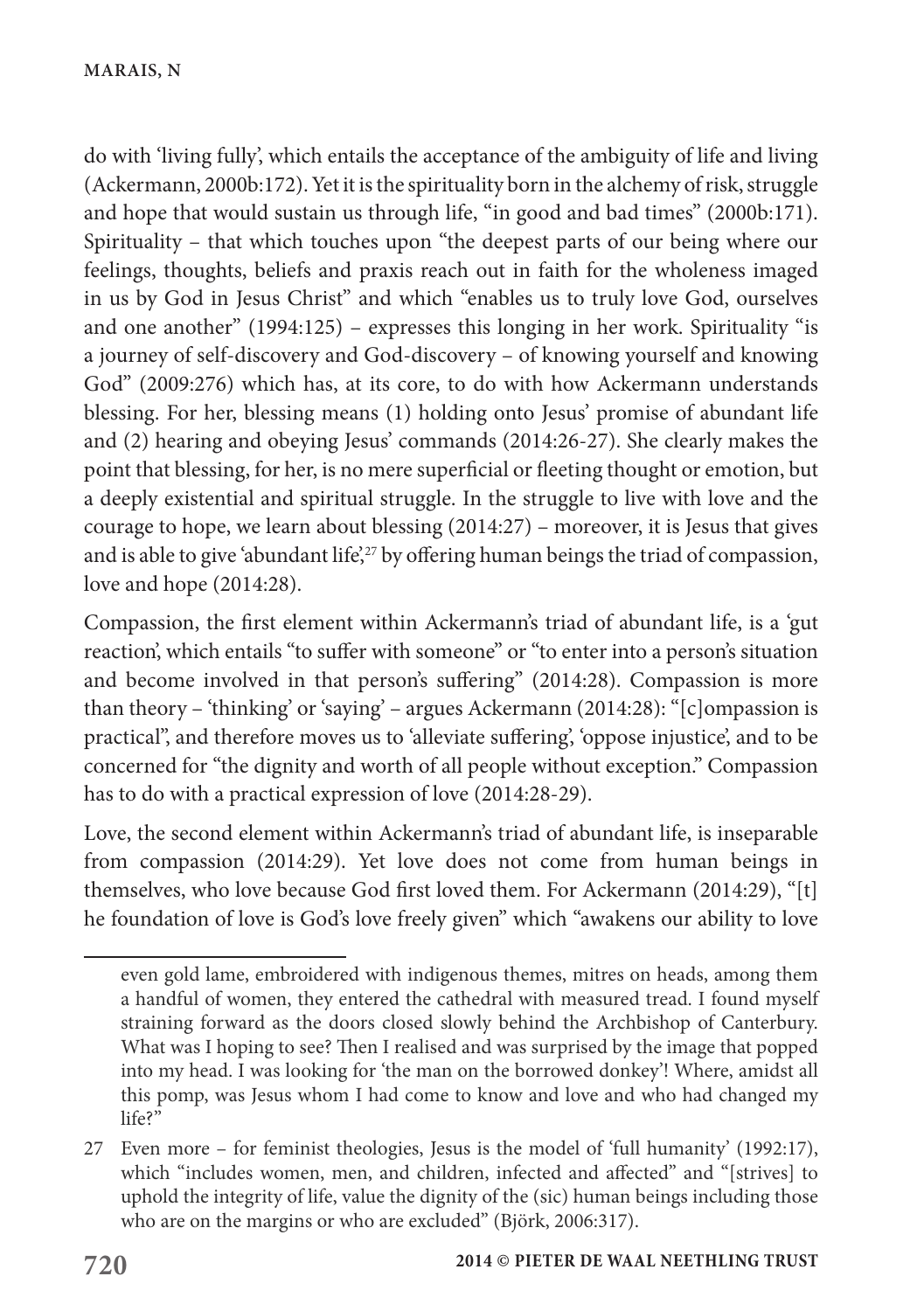do with 'living fully', which entails the acceptance of the ambiguity of life and living (Ackermann, 2000b:172). Yet it is the spirituality born in the alchemy of risk, struggle and hope that would sustain us through life, "in good and bad times" (2000b:171). Spirituality – that which touches upon "the deepest parts of our being where our feelings, thoughts, beliefs and praxis reach out in faith for the wholeness imaged in us by God in Jesus Christ" and which "enables us to truly love God, ourselves and one another" (1994:125) – expresses this longing in her work. Spirituality "is a journey of self-discovery and God-discovery – of knowing yourself and knowing God" (2009:276) which has, at its core, to do with how Ackermann understands blessing. For her, blessing means (1) holding onto Jesus' promise of abundant life and (2) hearing and obeying Jesus' commands (2014:26-27). She clearly makes the point that blessing, for her, is no mere superficial or fleeting thought or emotion, but a deeply existential and spiritual struggle. In the struggle to live with love and the courage to hope, we learn about blessing (2014:27) – moreover, it is Jesus that gives and is able to give 'abundant life',[27] by offering human beings the triad of compassion, love and hope (2014:28).

Compassion, the first element within Ackermann's triad of abundant life, is a 'gut reaction', which entails "to suffer with someone" or "to enter into a person's situation and become involved in that person's suffering" (2014:28). Compassion is more than theory – 'thinking' or 'saying' – argues Ackermann (2014:28): "[c]ompassion is practical", and therefore moves us to 'alleviate suffering', 'oppose injustice', and to be concerned for "the dignity and worth of all people without exception." Compassion has to do with a practical expression of love (2014:28-29).

Love, the second element within Ackermann's triad of abundant life, is inseparable from compassion (2014:29). Yet love does not come from human beings in themselves, who love because God first loved them. For Ackermann (2014:29), "[t]he foundation of love is God's love freely given" which "awakens our ability to love

---

even gold lame, embroidered with indigenous themes, mitres on heads, among them a handful of women, they entered the cathedral with measured tread. I found myself straining forward as the doors closed slowly behind the Archbishop of Canterbury. What was I hoping to see? Then I realised and was surprised by the image that popped into my head. I was looking for 'the man on the borrowed donkey'! Where, amidst all this pomp, was Jesus whom I had come to know and love and who had changed my life?"

27 Even more – for feminist theologies, Jesus is the model of 'full humanity' (1992:17), which "includes women, men, and children, infected and affected" and "[strives] to uphold the integrity of life, value the dignity of the (sic) human beings including those who are on the margins or who are excluded" (Björk, 2006:317).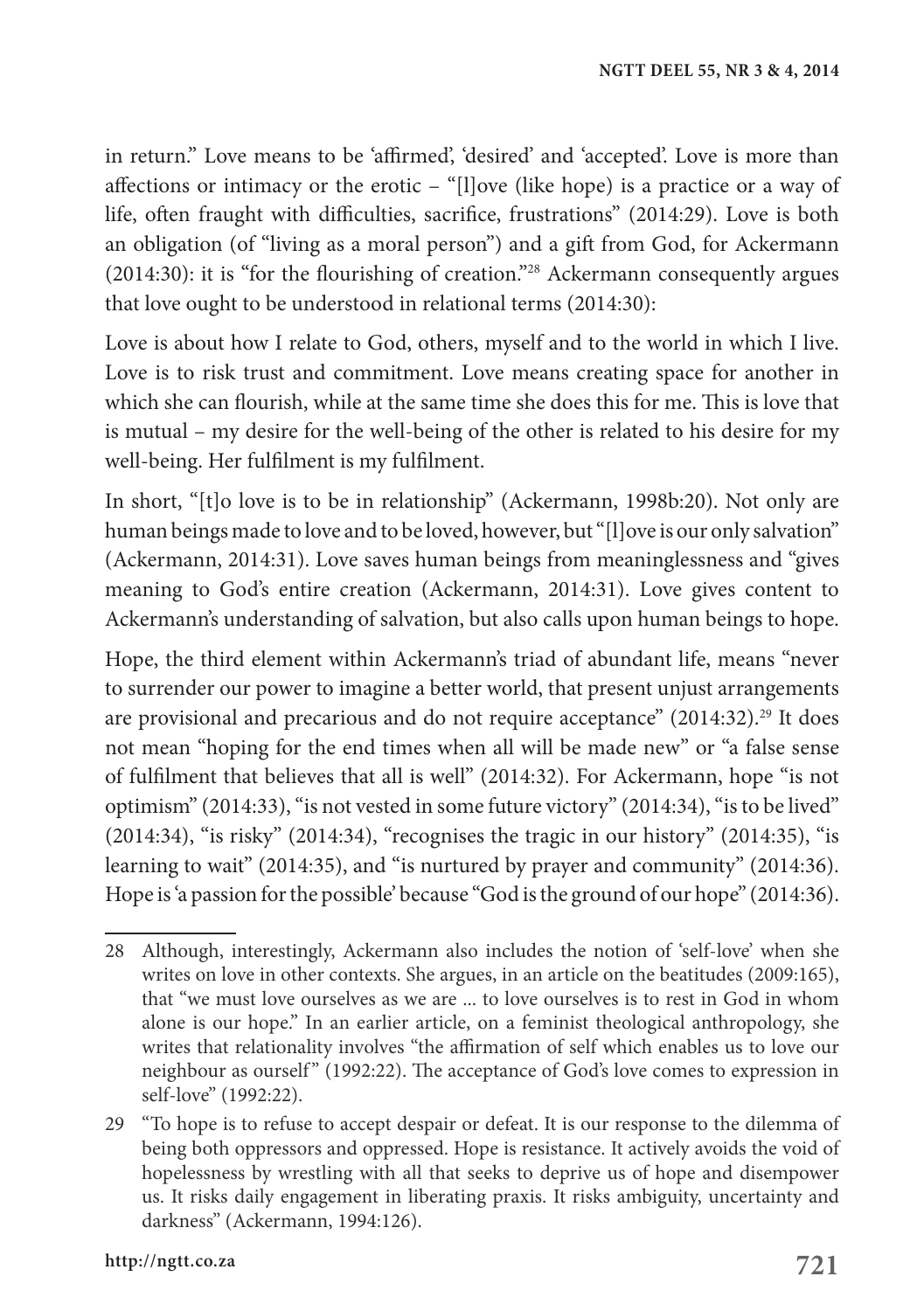in return." Love means to be 'affirmed', 'desired' and 'accepted'. Love is more than affections or intimacy or the erotic – "[l]ove (like hope) is a practice or a way of life, often fraught with difficulties, sacrifice, frustrations" (2014:29). Love is both an obligation (of "living as a moral person") and a gift from God, for Ackermann (2014:30): it is "for the flourishing of creation."[28] Ackermann consequently argues that love ought to be understood in relational terms (2014:30):

Love is about how I relate to God, others, myself and to the world in which I live. Love is to risk trust and commitment. Love means creating space for another in which she can flourish, while at the same time she does this for me. This is love that is mutual – my desire for the well-being of the other is related to his desire for my well-being. Her fulfilment is my fulfilment.

In short, "[t]o love is to be in relationship" (Ackermann, 1998b:20). Not only are human beings made to love and to be loved, however, but "[l]ove is our only salvation" (Ackermann, 2014:31). Love saves human beings from meaninglessness and "gives meaning to God's entire creation (Ackermann, 2014:31). Love gives content to Ackermann's understanding of salvation, but also calls upon human beings to hope.

Hope, the third element within Ackermann's triad of abundant life, means "never to surrender our power to imagine a better world, that present unjust arrangements are provisional and precarious and do not require acceptance" (2014:32).[29] It does not mean "hoping for the end times when all will be made new" or "a false sense of fulfilment that believes that all is well" (2014:32). For Ackermann, hope "is not optimism" (2014:33), "is not vested in some future victory" (2014:34), "is to be lived" (2014:34), "is risky" (2014:34), "recognises the tragic in our history" (2014:35), "is learning to wait" (2014:35), and "is nurtured by prayer and community" (2014:36). Hope is 'a passion for the possible' because "God is the ground of our hope" (2014:36).

---

28 Although, interestingly, Ackermann also includes the notion of 'self-love' when she writes on love in other contexts. She argues, in an article on the beatitudes (2009:165), that "we must love ourselves as we are ... to love ourselves is to rest in God in whom alone is our hope." In an earlier article, on a feminist theological anthropology, she writes that relationality involves "the affirmation of self which enables us to love our neighbour as ourself" (1992:22). The acceptance of God's love comes to expression in self-love" (1992:22).

29 "To hope is to refuse to accept despair or defeat. It is our response to the dilemma of being both oppressors and oppressed. Hope is resistance. It actively avoids the void of hopelessness by wrestling with all that seeks to deprive us of hope and disempower us. It risks daily engagement in liberating praxis. It risks ambiguity, uncertainty and darkness" (Ackermann, 1994:126).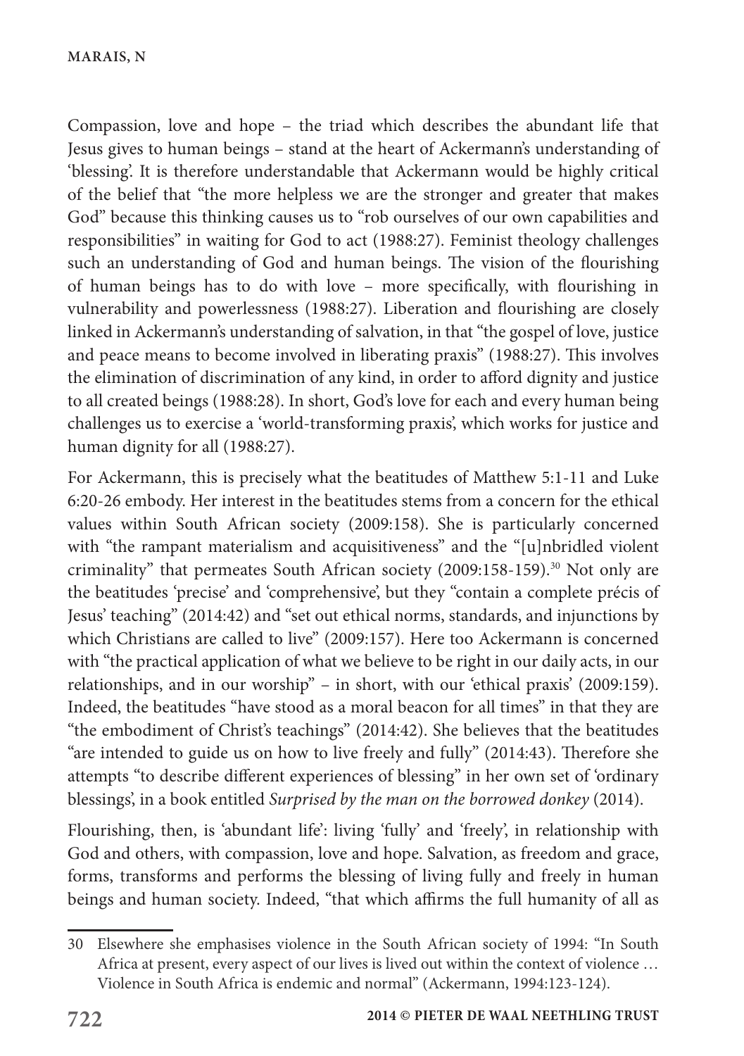Compassion, love and hope – the triad which describes the abundant life that Jesus gives to human beings – stand at the heart of Ackermann's understanding of 'blessing'. It is therefore understandable that Ackermann would be highly critical of the belief that "the more helpless we are the stronger and greater that makes God" because this thinking causes us to "rob ourselves of our own capabilities and responsibilities" in waiting for God to act (1988:27). Feminist theology challenges such an understanding of God and human beings. The vision of the flourishing of human beings has to do with love – more specifically, with flourishing in vulnerability and powerlessness (1988:27). Liberation and flourishing are closely linked in Ackermann's understanding of salvation, in that "the gospel of love, justice and peace means to become involved in liberating praxis" (1988:27). This involves the elimination of discrimination of any kind, in order to afford dignity and justice to all created beings (1988:28). In short, God's love for each and every human being challenges us to exercise a 'world-transforming praxis', which works for justice and human dignity for all (1988:27).

For Ackermann, this is precisely what the beatitudes of Matthew 5:1-11 and Luke 6:20-26 embody. Her interest in the beatitudes stems from a concern for the ethical values within South African society (2009:158). She is particularly concerned with "the rampant materialism and acquisitiveness" and the "[u]nbridled violent criminality" that permeates South African society (2009:158-159).[30] Not only are the beatitudes 'precise' and 'comprehensive', but they "contain a complete précis of Jesus' teaching" (2014:42) and "set out ethical norms, standards, and injunctions by which Christians are called to live" (2009:157). Here too Ackermann is concerned with "the practical application of what we believe to be right in our daily acts, in our relationships, and in our worship" – in short, with our 'ethical praxis' (2009:159). Indeed, the beatitudes "have stood as a moral beacon for all times" in that they are "the embodiment of Christ's teachings" (2014:42). She believes that the beatitudes "are intended to guide us on how to live freely and fully" (2014:43). Therefore she attempts "to describe different experiences of blessing" in her own set of 'ordinary blessings', in a book entitled *Surprised by the man on the borrowed donkey* (2014).

Flourishing, then, is 'abundant life': living 'fully' and 'freely', in relationship with God and others, with compassion, love and hope. Salvation, as freedom and grace, forms, transforms and performs the blessing of living fully and freely in human beings and human society. Indeed, "that which affirms the full humanity of all as

---

30 Elsewhere she emphasises violence in the South African society of 1994: "In South Africa at present, every aspect of our lives is lived out within the context of violence … Violence in South Africa is endemic and normal" (Ackermann, 1994:123-124).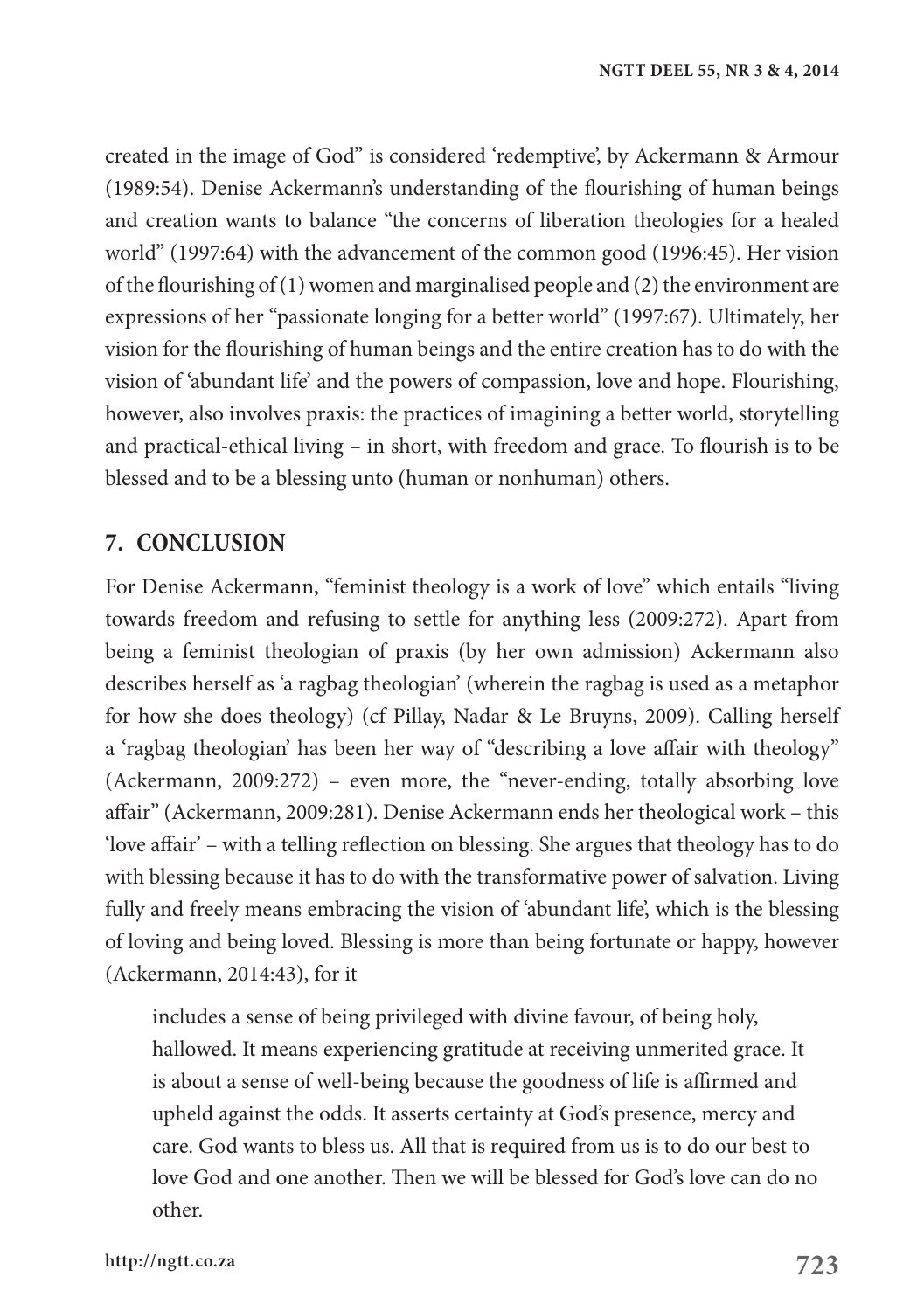created in the image of God" is considered 'redemptive', by Ackermann & Armour (1989:54). Denise Ackermann's understanding of the flourishing of human beings and creation wants to balance "the concerns of liberation theologies for a healed world" (1997:64) with the advancement of the common good (1996:45). Her vision of the flourishing of (1) women and marginalised people and (2) the environment are expressions of her "passionate longing for a better world" (1997:67). Ultimately, her vision for the flourishing of human beings and the entire creation has to do with the vision of 'abundant life' and the powers of compassion, love and hope. Flourishing, however, also involves praxis: the practices of imagining a better world, storytelling and practical-ethical living – in short, with freedom and grace. To flourish is to be blessed and to be a blessing unto (human or nonhuman) others.

## 7. CONCLUSION

For Denise Ackermann, "feminist theology is a work of love" which entails "living towards freedom and refusing to settle for anything less (2009:272). Apart from being a feminist theologian of praxis (by her own admission) Ackermann also describes herself as 'a ragbag theologian' (wherein the ragbag is used as a metaphor for how she does theology) (cf Pillay, Nadar & Le Bruyns, 2009). Calling herself a 'ragbag theologian' has been her way of "describing a love affair with theology" (Ackermann, 2009:272) – even more, the "never-ending, totally absorbing love affair" (Ackermann, 2009:281). Denise Ackermann ends her theological work – this 'love affair' – with a telling reflection on blessing. She argues that theology has to do with blessing because it has to do with the transformative power of salvation. Living fully and freely means embracing the vision of 'abundant life', which is the blessing of loving and being loved. Blessing is more than being fortunate or happy, however (Ackermann, 2014:43), for it

> includes a sense of being privileged with divine favour, of being holy, hallowed. It means experiencing gratitude at receiving unmerited grace. It is about a sense of well-being because the goodness of life is affirmed and upheld against the odds. It asserts certainty at God's presence, mercy and care. God wants to bless us. All that is required from us is to do our best to love God and one another. Then we will be blessed for God's love can do no other.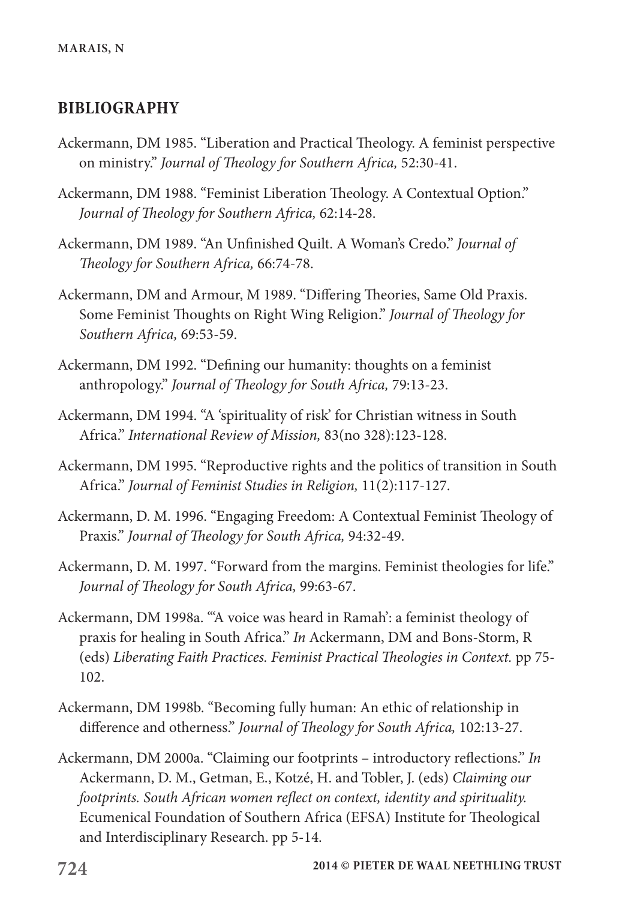## BIBLIOGRAPHY

Ackermann, DM 1985. "Liberation and Practical Theology. A feminist perspective on ministry." *Journal of Theology for Southern Africa,* 52:30-41.

Ackermann, DM 1988. "Feminist Liberation Theology. A Contextual Option." *Journal of Theology for Southern Africa,* 62:14-28.

Ackermann, DM 1989. "An Unfinished Quilt. A Woman's Credo." *Journal of Theology for Southern Africa,* 66:74-78.

Ackermann, DM and Armour, M 1989. "Differing Theories, Same Old Praxis. Some Feminist Thoughts on Right Wing Religion." *Journal of Theology for Southern Africa,* 69:53-59.

Ackermann, DM 1992. "Defining our humanity: thoughts on a feminist anthropology." *Journal of Theology for South Africa,* 79:13-23.

Ackermann, DM 1994. "A 'spirituality of risk' for Christian witness in South Africa." *International Review of Mission,* 83(no 328):123-128.

Ackermann, DM 1995. "Reproductive rights and the politics of transition in South Africa." *Journal of Feminist Studies in Religion,* 11(2):117-127.

Ackermann, D. M. 1996. "Engaging Freedom: A Contextual Feminist Theology of Praxis." *Journal of Theology for South Africa,* 94:32-49.

Ackermann, D. M. 1997. "Forward from the margins. Feminist theologies for life." *Journal of Theology for South Africa,* 99:63-67.

Ackermann, DM 1998a. "'A voice was heard in Ramah': a feminist theology of praxis for healing in South Africa." *In* Ackermann, DM and Bons-Storm, R (eds) *Liberating Faith Practices. Feminist Practical Theologies in Context.* pp 75-102.

Ackermann, DM 1998b. "Becoming fully human: An ethic of relationship in difference and otherness." *Journal of Theology for South Africa,* 102:13-27.

Ackermann, DM 2000a. "Claiming our footprints – introductory reflections." *In* Ackermann, D. M., Getman, E., Kotzé, H. and Tobler, J. (eds) *Claiming our footprints. South African women reflect on context, identity and spirituality.* Ecumenical Foundation of Southern Africa (EFSA) Institute for Theological and Interdisciplinary Research. pp 5-14.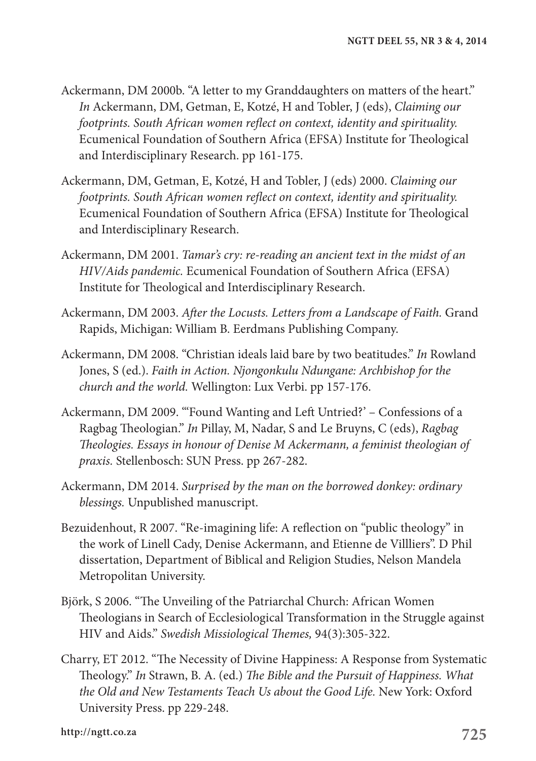Ackermann, DM 2000b. "A letter to my Granddaughters on matters of the heart." *In* Ackermann, DM, Getman, E, Kotzé, H and Tobler, J (eds), *Claiming our footprints. South African women reflect on context, identity and spirituality.* Ecumenical Foundation of Southern Africa (EFSA) Institute for Theological and Interdisciplinary Research. pp 161-175.

Ackermann, DM, Getman, E, Kotzé, H and Tobler, J (eds) 2000. *Claiming our footprints. South African women reflect on context, identity and spirituality.* Ecumenical Foundation of Southern Africa (EFSA) Institute for Theological and Interdisciplinary Research.

Ackermann, DM 2001. *Tamar's cry: re-reading an ancient text in the midst of an HIV/Aids pandemic.* Ecumenical Foundation of Southern Africa (EFSA) Institute for Theological and Interdisciplinary Research.

Ackermann, DM 2003. *After the Locusts. Letters from a Landscape of Faith.* Grand Rapids, Michigan: William B. Eerdmans Publishing Company.

Ackermann, DM 2008. "Christian ideals laid bare by two beatitudes." *In* Rowland Jones, S (ed.). *Faith in Action. Njongonkulu Ndungane: Archbishop for the church and the world.* Wellington: Lux Verbi. pp 157-176.

Ackermann, DM 2009. "'Found Wanting and Left Untried?' – Confessions of a Ragbag Theologian." *In* Pillay, M, Nadar, S and Le Bruyns, C (eds), *Ragbag Theologies. Essays in honour of Denise M Ackermann, a feminist theologian of praxis.* Stellenbosch: SUN Press. pp 267-282.

Ackermann, DM 2014. *Surprised by the man on the borrowed donkey: ordinary blessings.* Unpublished manuscript.

Bezuidenhout, R 2007. "Re-imagining life: A reflection on "public theology" in the work of Linell Cady, Denise Ackermann, and Etienne de Villliers". D Phil dissertation, Department of Biblical and Religion Studies, Nelson Mandela Metropolitan University.

Björk, S 2006. "The Unveiling of the Patriarchal Church: African Women Theologians in Search of Ecclesiological Transformation in the Struggle against HIV and Aids." *Swedish Missiological Themes,* 94(3):305-322.

Charry, ET 2012. "The Necessity of Divine Happiness: A Response from Systematic Theology." *In* Strawn, B. A. (ed.) *The Bible and the Pursuit of Happiness. What the Old and New Testaments Teach Us about the Good Life.* New York: Oxford University Press. pp 229-248.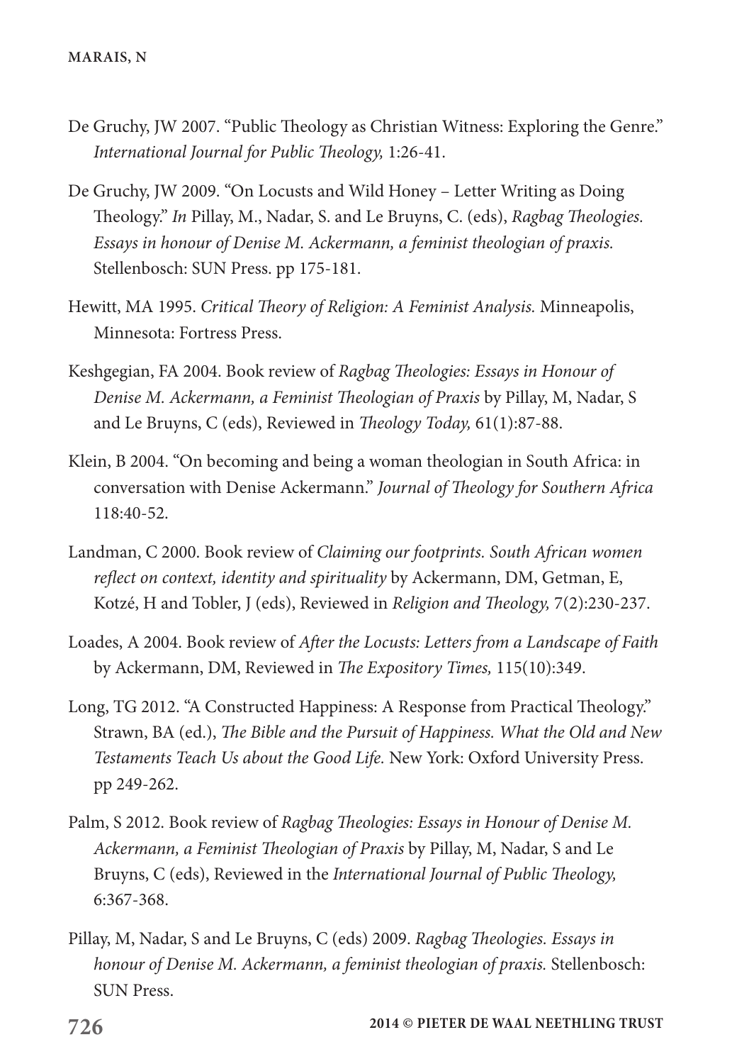De Gruchy, JW 2007. "Public Theology as Christian Witness: Exploring the Genre." *International Journal for Public Theology,* 1:26-41.

De Gruchy, JW 2009. "On Locusts and Wild Honey – Letter Writing as Doing Theology." *In* Pillay, M., Nadar, S. and Le Bruyns, C. (eds), *Ragbag Theologies. Essays in honour of Denise M. Ackermann, a feminist theologian of praxis.* Stellenbosch: SUN Press. pp 175-181.

Hewitt, MA 1995. *Critical Theory of Religion: A Feminist Analysis.* Minneapolis, Minnesota: Fortress Press.

Keshgegian, FA 2004. Book review of *Ragbag Theologies: Essays in Honour of Denise M. Ackermann, a Feminist Theologian of Praxis* by Pillay, M, Nadar, S and Le Bruyns, C (eds), Reviewed in *Theology Today,* 61(1):87-88.

Klein, B 2004. "On becoming and being a woman theologian in South Africa: in conversation with Denise Ackermann." *Journal of Theology for Southern Africa* 118:40-52.

Landman, C 2000. Book review of *Claiming our footprints. South African women reflect on context, identity and spirituality* by Ackermann, DM, Getman, E, Kotzé, H and Tobler, J (eds), Reviewed in *Religion and Theology,* 7(2):230-237.

Loades, A 2004. Book review of *After the Locusts: Letters from a Landscape of Faith* by Ackermann, DM, Reviewed in *The Expository Times,* 115(10):349.

Long, TG 2012. "A Constructed Happiness: A Response from Practical Theology." Strawn, BA (ed.), *The Bible and the Pursuit of Happiness. What the Old and New Testaments Teach Us about the Good Life.* New York: Oxford University Press. pp 249-262.

Palm, S 2012. Book review of *Ragbag Theologies: Essays in Honour of Denise M. Ackermann, a Feminist Theologian of Praxis* by Pillay, M, Nadar, S and Le Bruyns, C (eds), Reviewed in the *International Journal of Public Theology,* 6:367-368.

Pillay, M, Nadar, S and Le Bruyns, C (eds) 2009. *Ragbag Theologies. Essays in honour of Denise M. Ackermann, a feminist theologian of praxis.* Stellenbosch: SUN Press.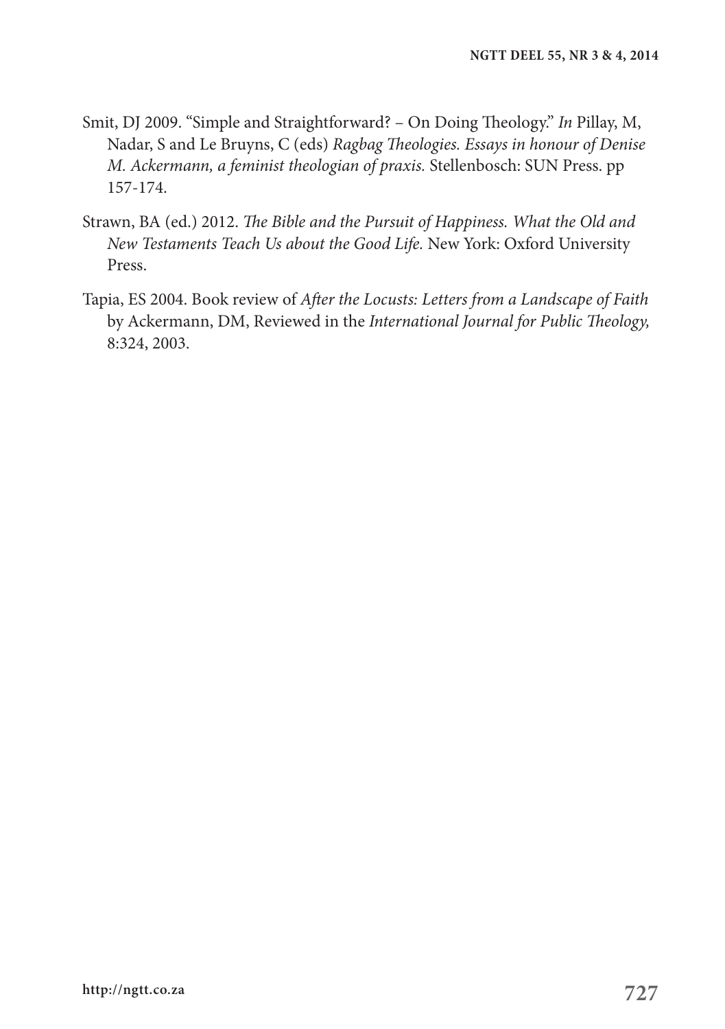Smit, DJ 2009. "Simple and Straightforward? – On Doing Theology." *In* Pillay, M, Nadar, S and Le Bruyns, C (eds) *Ragbag Theologies. Essays in honour of Denise M. Ackermann, a feminist theologian of praxis.* Stellenbosch: SUN Press. pp 157-174.

Strawn, BA (ed.) 2012. *The Bible and the Pursuit of Happiness. What the Old and New Testaments Teach Us about the Good Life.* New York: Oxford University Press.

Tapia, ES 2004. Book review of *After the Locusts: Letters from a Landscape of Faith* by Ackermann, DM, Reviewed in the *International Journal for Public Theology,* 8:324, 2003.